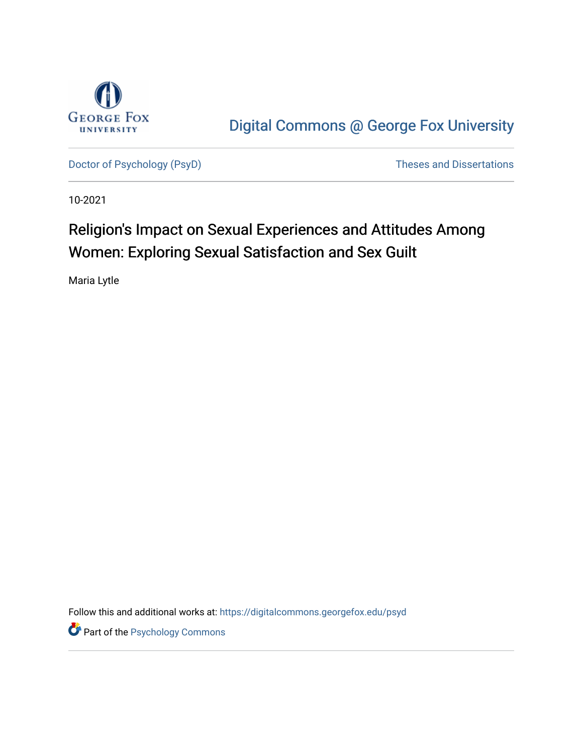Digital Commons @ George Fox University

Doctor of Psychology (PsyD) Theses and Dissertations

10-2021

# Religion's Impact on Sexual Experiences and Attitudes Among Women: Exploring Sexual Satisfaction and Sex Guilt

Maria Lytle

Follow this and additional works at: https://digitalcommons.georgefox.edu/psyd

Part of the Psychology Commons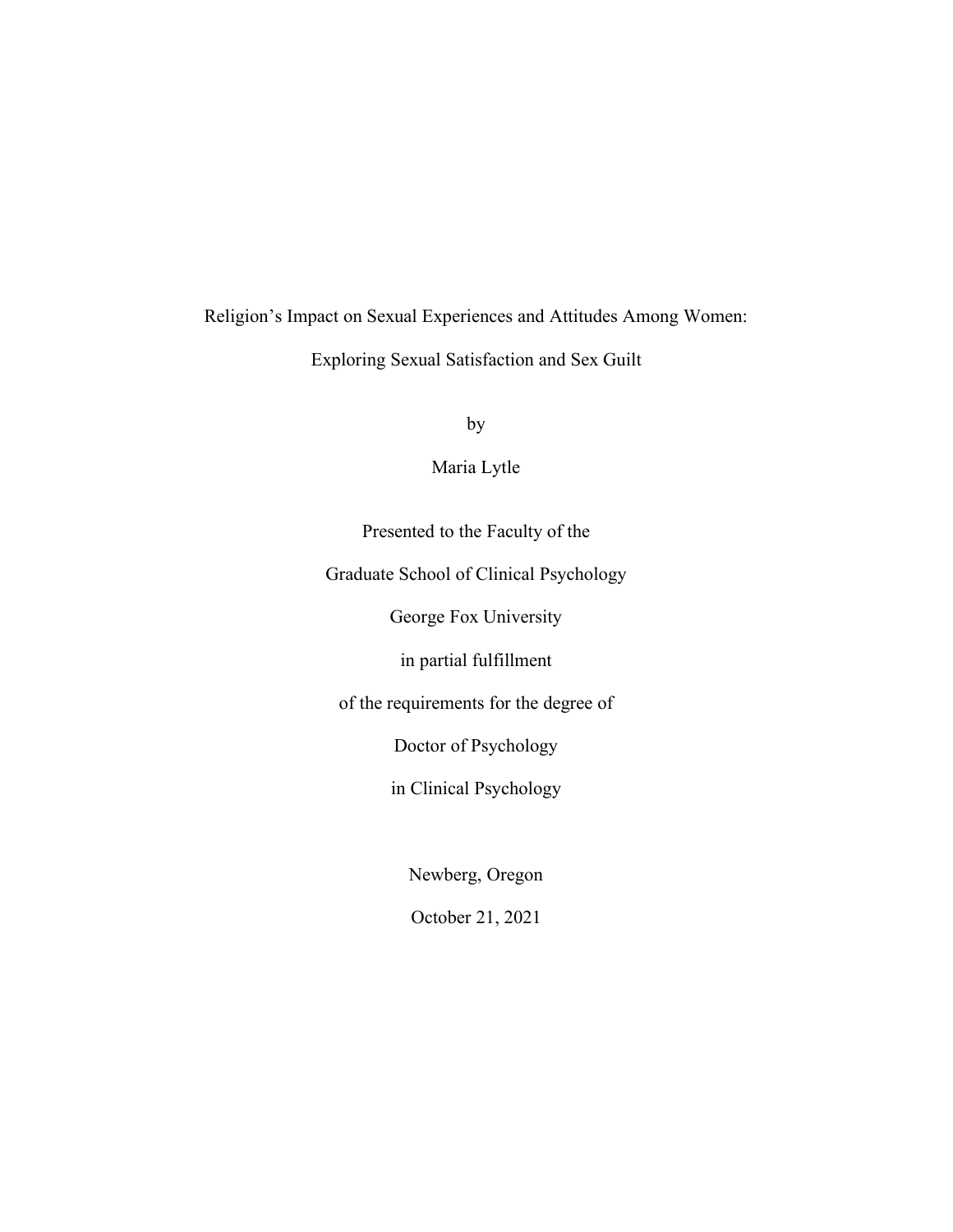# Religion's Impact on Sexual Experiences and Attitudes Among Women:

## Exploring Sexual Satisfaction and Sex Guilt

by

Maria Lytle

Presented to the Faculty of the

Graduate School of Clinical Psychology

George Fox University

in partial fulfillment

of the requirements for the degree of

Doctor of Psychology

in Clinical Psychology

Newberg, Oregon

October 21, 2021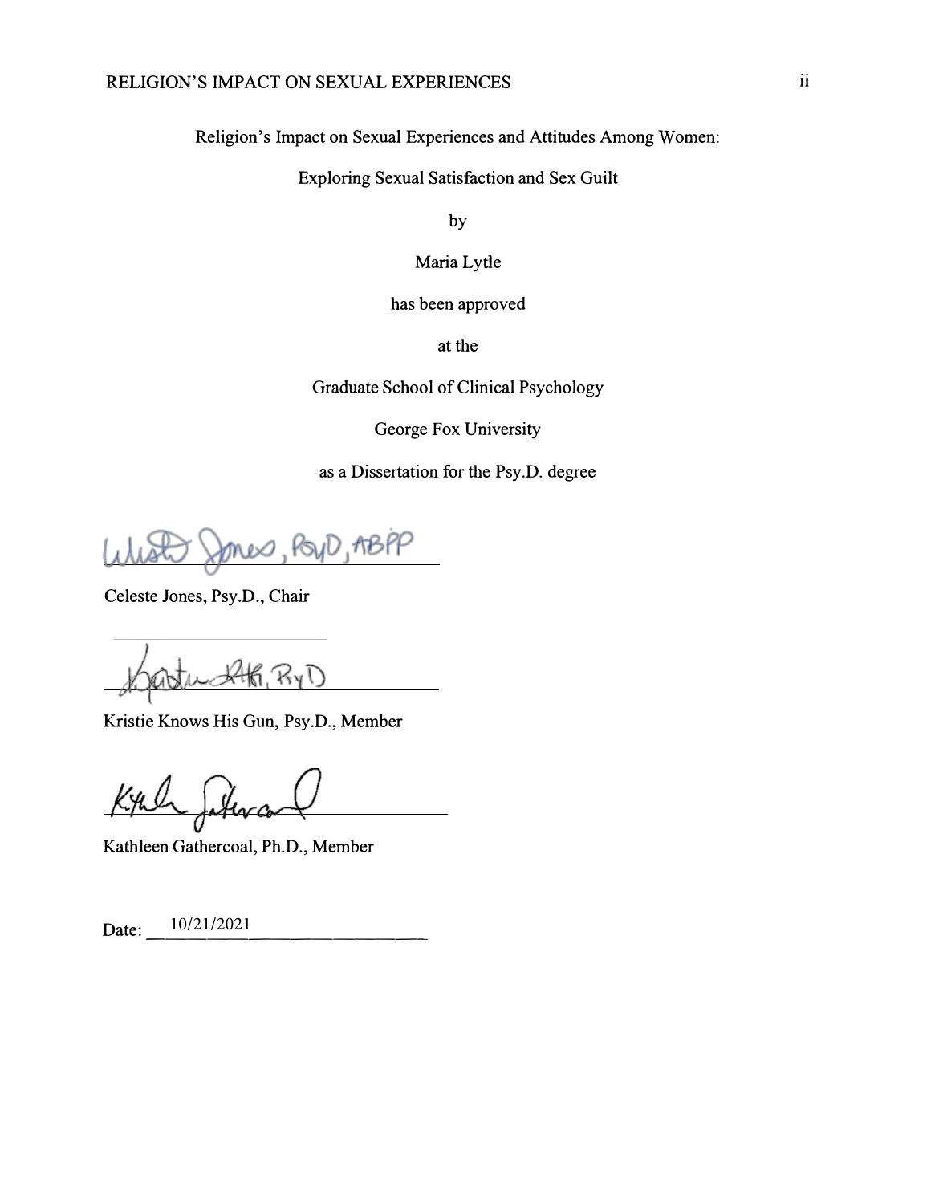Religion's Impact on Sexual Experiences and Attitudes Among Women:

Exploring Sexual Satisfaction and Sex Guilt

by

Maria Lytle

has been approved

at the

Graduate School of Clinical Psychology

George Fox University

as a Dissertation for the Psy.D. degree

Celeste Jones, Psy.D., Chair

Kristie Knows His Gun, Psy.D., Member

Kathleen Gathercoal, Ph.D., Member

Date: 10/21/2021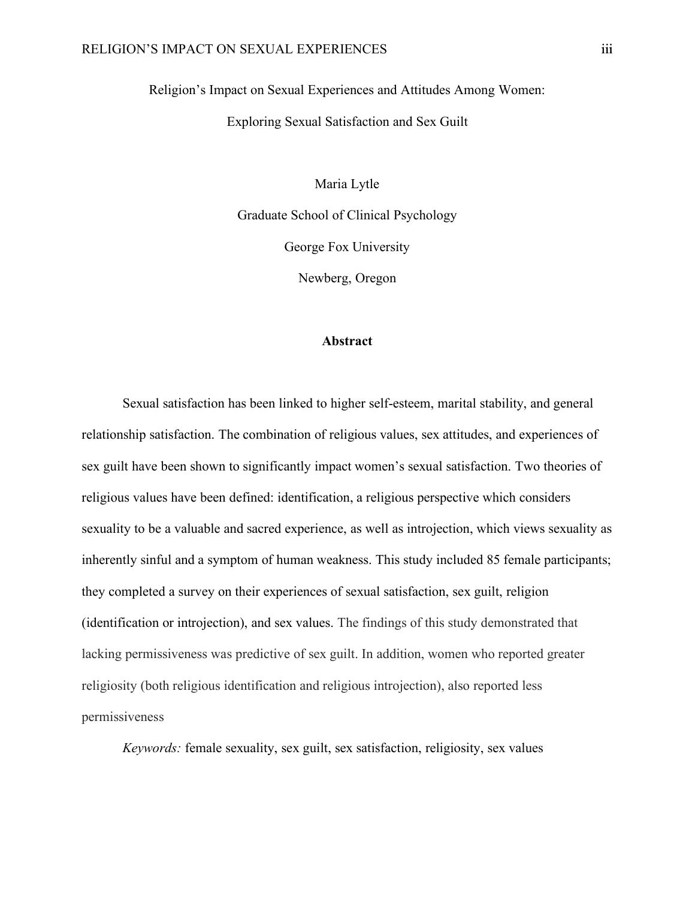Religion's Impact on Sexual Experiences and Attitudes Among Women:

Exploring Sexual Satisfaction and Sex Guilt

Maria Lytle

Graduate School of Clinical Psychology

George Fox University

Newberg, Oregon

## Abstract

Sexual satisfaction has been linked to higher self-esteem, marital stability, and general relationship satisfaction. The combination of religious values, sex attitudes, and experiences of sex guilt have been shown to significantly impact women's sexual satisfaction. Two theories of religious values have been defined: identification, a religious perspective which considers sexuality to be a valuable and sacred experience, as well as introjection, which views sexuality as inherently sinful and a symptom of human weakness. This study included 85 female participants; they completed a survey on their experiences of sexual satisfaction, sex guilt, religion (identification or introjection), and sex values. The findings of this study demonstrated that lacking permissiveness was predictive of sex guilt. In addition, women who reported greater religiosity (both religious identification and religious introjection), also reported less permissiveness

*Keywords:* female sexuality, sex guilt, sex satisfaction, religiosity, sex values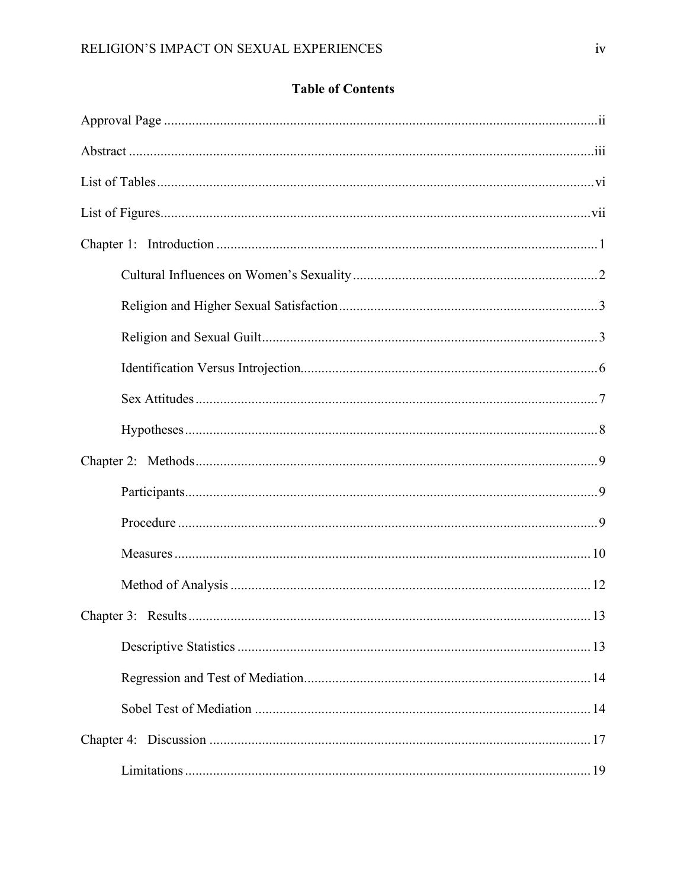## Table of Contents

Approval Page ........................................................................................................................ii

Abstract ................................................................................................................................iii

List of Tables ........................................................................................................................vi

List of Figures.......................................................................................................................vii

Chapter 1: Introduction ........................................................................................................1

- Cultural Influences on Women's Sexuality .....................................................................2
- Religion and Higher Sexual Satisfaction ........................................................................3
- Religion and Sexual Guilt ...............................................................................................3
- Identification Versus Introjection....................................................................................6
- Sex Attitudes ...................................................................................................................7
- Hypotheses ......................................................................................................................8

Chapter 2: Methods ..............................................................................................................9

- Participants.......................................................................................................................9
- Procedure .........................................................................................................................9
- Measures ........................................................................................................................10
- Method of Analysis .......................................................................................................12

Chapter 3: Results ..............................................................................................................13

- Descriptive Statistics .....................................................................................................13
- Regression and Test of Mediation..................................................................................14
- Sobel Test of Mediation ................................................................................................14

Chapter 4: Discussion ........................................................................................................17

- Limitations ....................................................................................................................19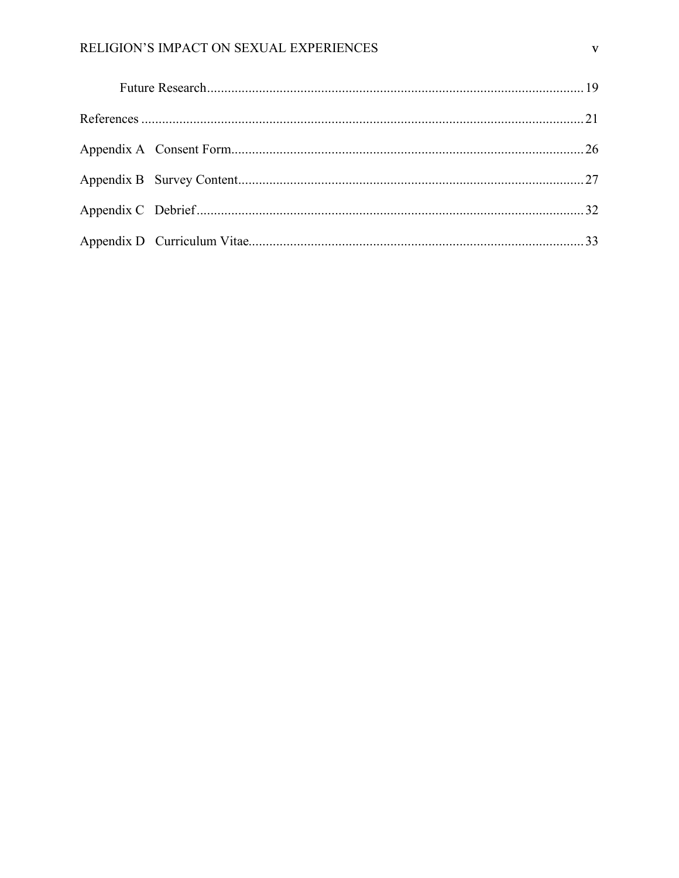Future Research ........................................................................................................ 19

References ........................................................................................................................ 21

Appendix A Consent Form ................................................................................................ 26

Appendix B Survey Content .............................................................................................. 27

Appendix C Debrief .......................................................................................................... 32

Appendix D Curriculum Vitae .......................................................................................... 33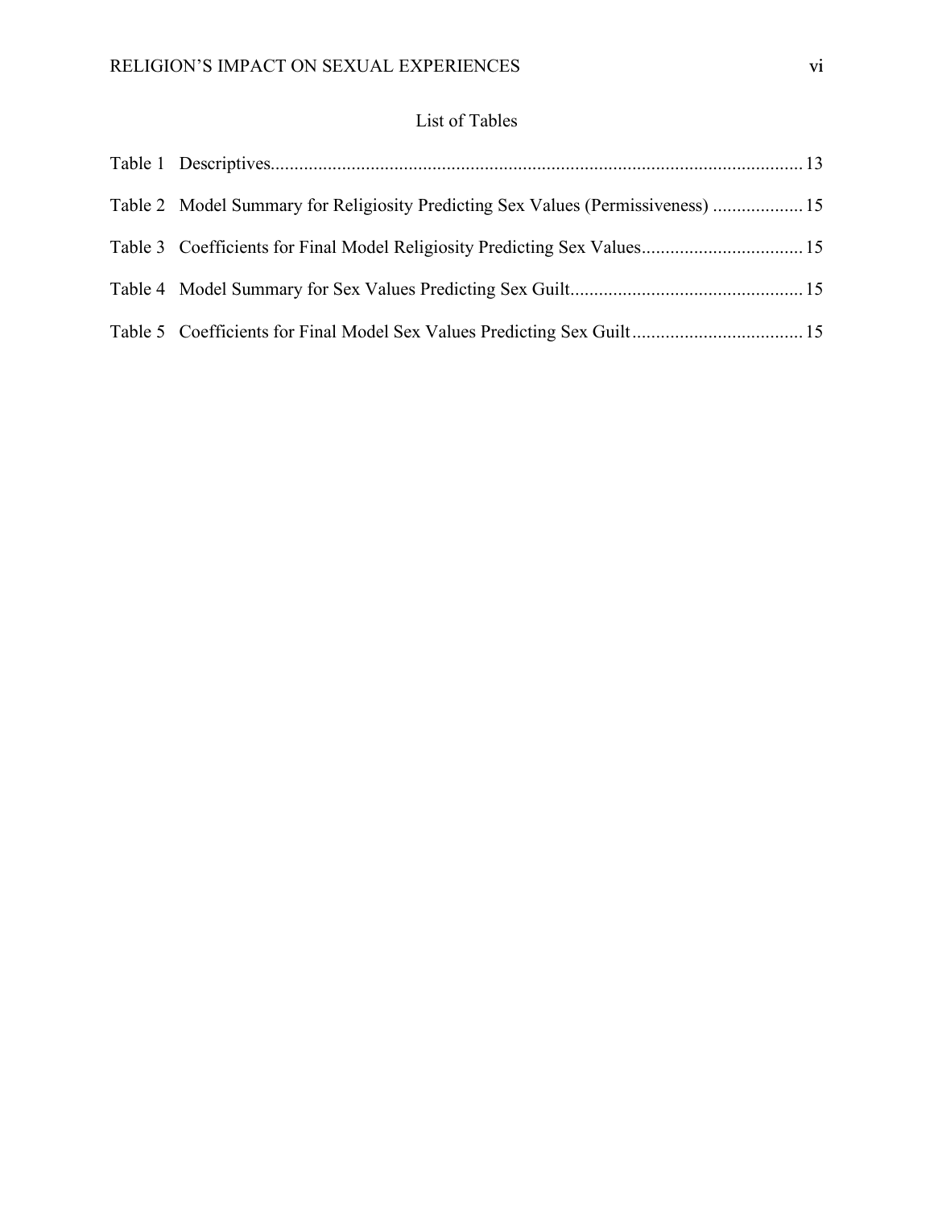# List of Tables

Table 1 Descriptives............................................................................................................ 13

Table 2 Model Summary for Religiosity Predicting Sex Values (Permissiveness) ................... 15

Table 3 Coefficients for Final Model Religiosity Predicting Sex Values.................................. 15

Table 4 Model Summary for Sex Values Predicting Sex Guilt................................................. 15

Table 5 Coefficients for Final Model Sex Values Predicting Sex Guilt.................................... 15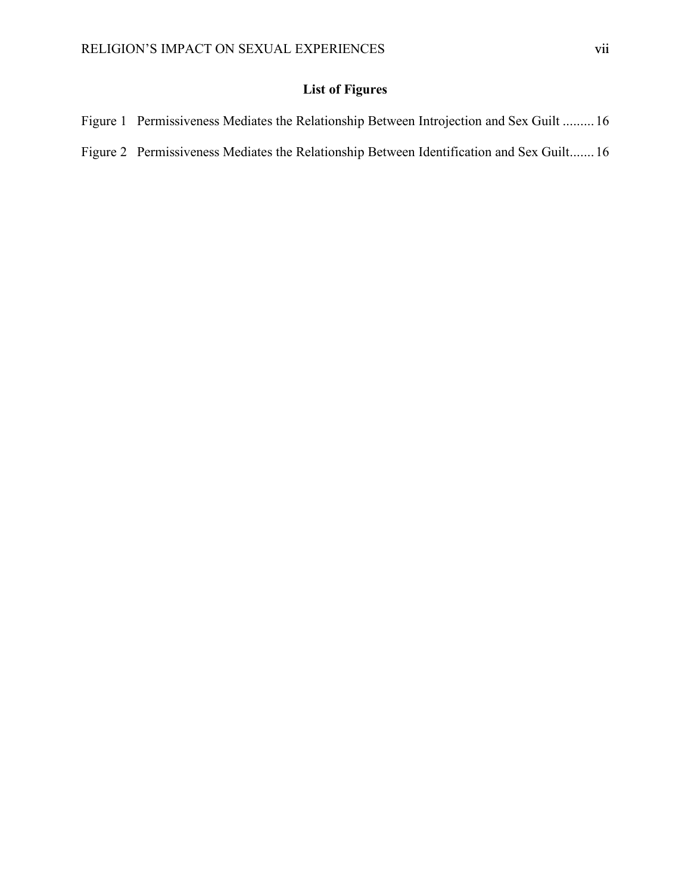## List of Figures

Figure 1 Permissiveness Mediates the Relationship Between Introjection and Sex Guilt ......... 16

Figure 2 Permissiveness Mediates the Relationship Between Identification and Sex Guilt....... 16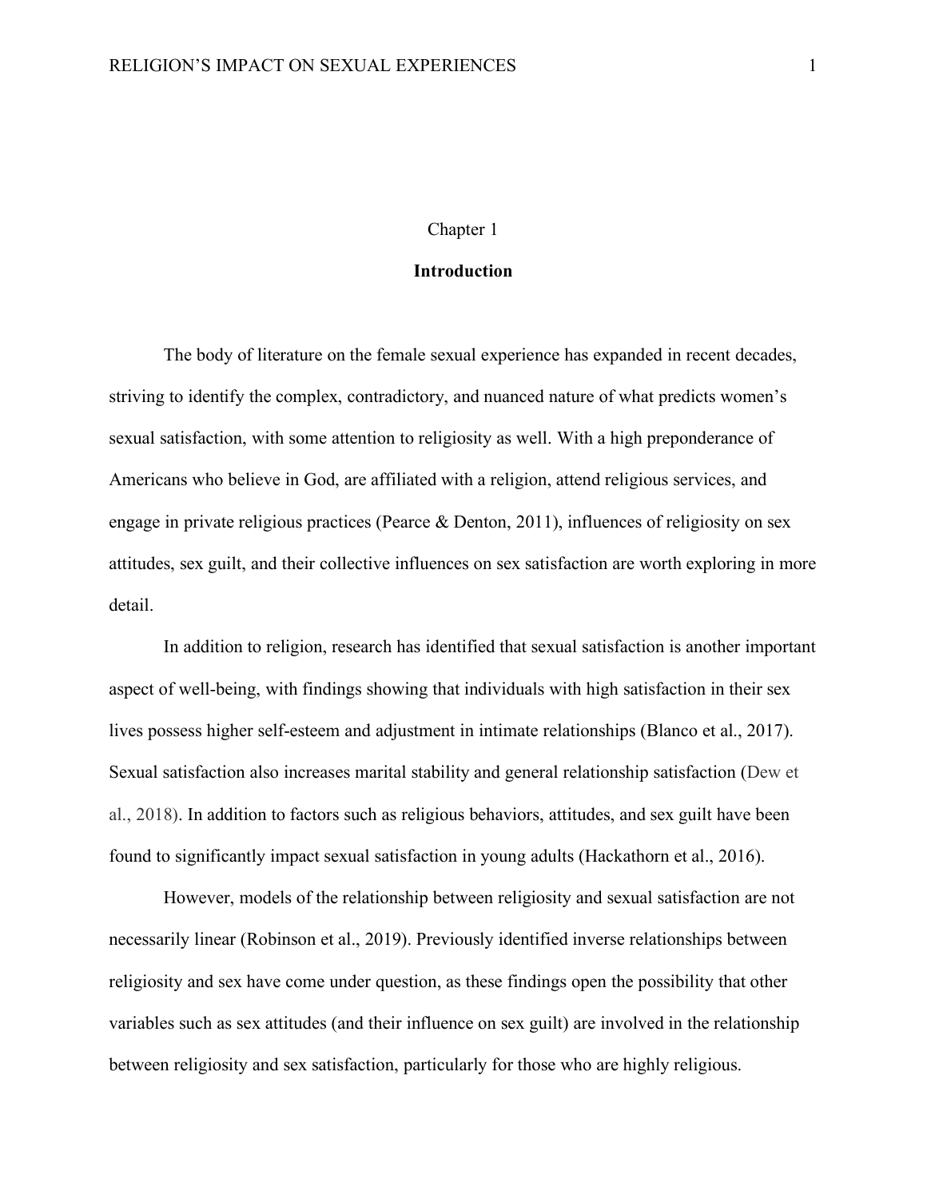Chapter 1

# Introduction

The body of literature on the female sexual experience has expanded in recent decades, striving to identify the complex, contradictory, and nuanced nature of what predicts women's sexual satisfaction, with some attention to religiosity as well. With a high preponderance of Americans who believe in God, are affiliated with a religion, attend religious services, and engage in private religious practices (Pearce & Denton, 2011), influences of religiosity on sex attitudes, sex guilt, and their collective influences on sex satisfaction are worth exploring in more detail.

In addition to religion, research has identified that sexual satisfaction is another important aspect of well-being, with findings showing that individuals with high satisfaction in their sex lives possess higher self-esteem and adjustment in intimate relationships (Blanco et al., 2017). Sexual satisfaction also increases marital stability and general relationship satisfaction (Dew et al., 2018). In addition to factors such as religious behaviors, attitudes, and sex guilt have been found to significantly impact sexual satisfaction in young adults (Hackathorn et al., 2016).

However, models of the relationship between religiosity and sexual satisfaction are not necessarily linear (Robinson et al., 2019). Previously identified inverse relationships between religiosity and sex have come under question, as these findings open the possibility that other variables such as sex attitudes (and their influence on sex guilt) are involved in the relationship between religiosity and sex satisfaction, particularly for those who are highly religious.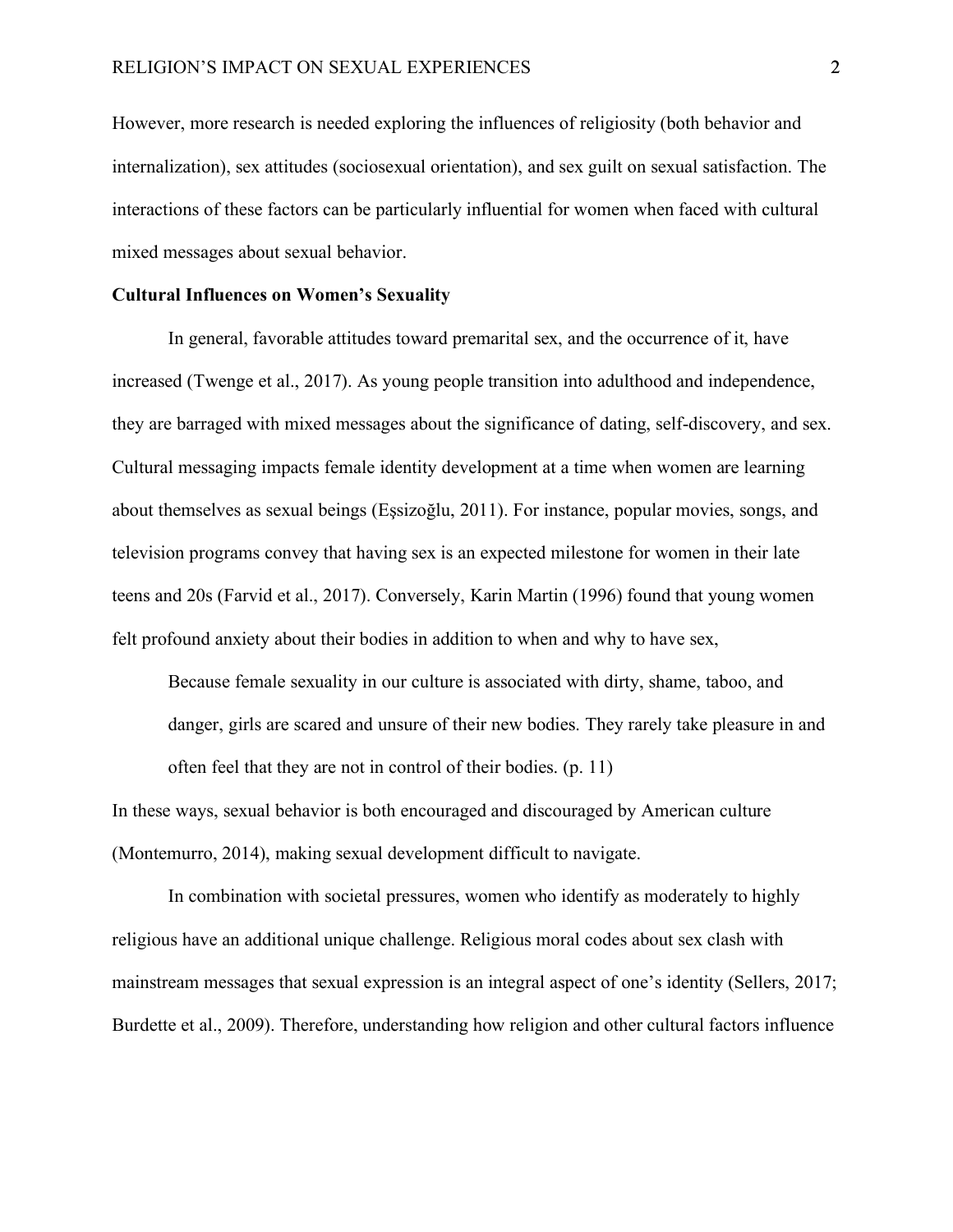However, more research is needed exploring the influences of religiosity (both behavior and internalization), sex attitudes (sociosexual orientation), and sex guilt on sexual satisfaction. The interactions of these factors can be particularly influential for women when faced with cultural mixed messages about sexual behavior.

**Cultural Influences on Women's Sexuality**

In general, favorable attitudes toward premarital sex, and the occurrence of it, have increased (Twenge et al., 2017). As young people transition into adulthood and independence, they are barraged with mixed messages about the significance of dating, self-discovery, and sex. Cultural messaging impacts female identity development at a time when women are learning about themselves as sexual beings (Eşsizoğlu, 2011). For instance, popular movies, songs, and television programs convey that having sex is an expected milestone for women in their late teens and 20s (Farvid et al., 2017). Conversely, Karin Martin (1996) found that young women felt profound anxiety about their bodies in addition to when and why to have sex,

> Because female sexuality in our culture is associated with dirty, shame, taboo, and danger, girls are scared and unsure of their new bodies. They rarely take pleasure in and often feel that they are not in control of their bodies. (p. 11)

In these ways, sexual behavior is both encouraged and discouraged by American culture (Montemurro, 2014), making sexual development difficult to navigate.

In combination with societal pressures, women who identify as moderately to highly religious have an additional unique challenge. Religious moral codes about sex clash with mainstream messages that sexual expression is an integral aspect of one's identity (Sellers, 2017; Burdette et al., 2009). Therefore, understanding how religion and other cultural factors influence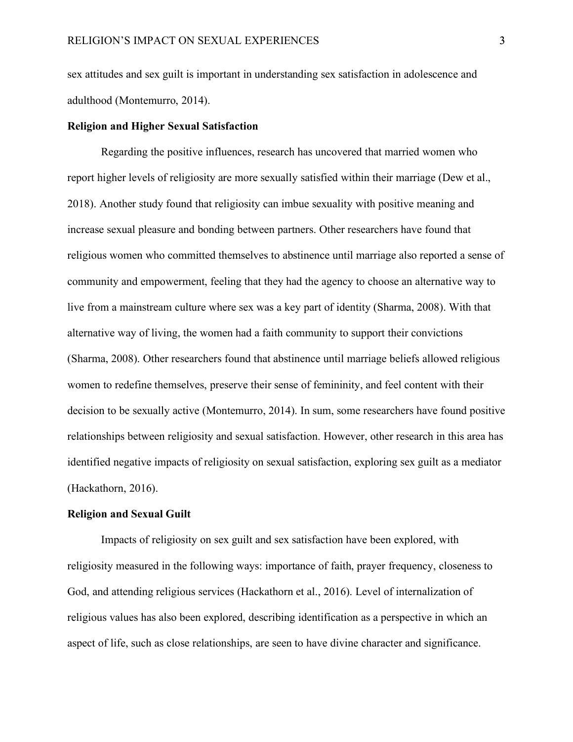sex attitudes and sex guilt is important in understanding sex satisfaction in adolescence and adulthood (Montemurro, 2014).

**Religion and Higher Sexual Satisfaction**

Regarding the positive influences, research has uncovered that married women who report higher levels of religiosity are more sexually satisfied within their marriage (Dew et al., 2018). Another study found that religiosity can imbue sexuality with positive meaning and increase sexual pleasure and bonding between partners. Other researchers have found that religious women who committed themselves to abstinence until marriage also reported a sense of community and empowerment, feeling that they had the agency to choose an alternative way to live from a mainstream culture where sex was a key part of identity (Sharma, 2008). With that alternative way of living, the women had a faith community to support their convictions (Sharma, 2008). Other researchers found that abstinence until marriage beliefs allowed religious women to redefine themselves, preserve their sense of femininity, and feel content with their decision to be sexually active (Montemurro, 2014). In sum, some researchers have found positive relationships between religiosity and sexual satisfaction. However, other research in this area has identified negative impacts of religiosity on sexual satisfaction, exploring sex guilt as a mediator (Hackathorn, 2016).

**Religion and Sexual Guilt**

Impacts of religiosity on sex guilt and sex satisfaction have been explored, with religiosity measured in the following ways: importance of faith, prayer frequency, closeness to God, and attending religious services (Hackathorn et al., 2016). Level of internalization of religious values has also been explored, describing identification as a perspective in which an aspect of life, such as close relationships, are seen to have divine character and significance.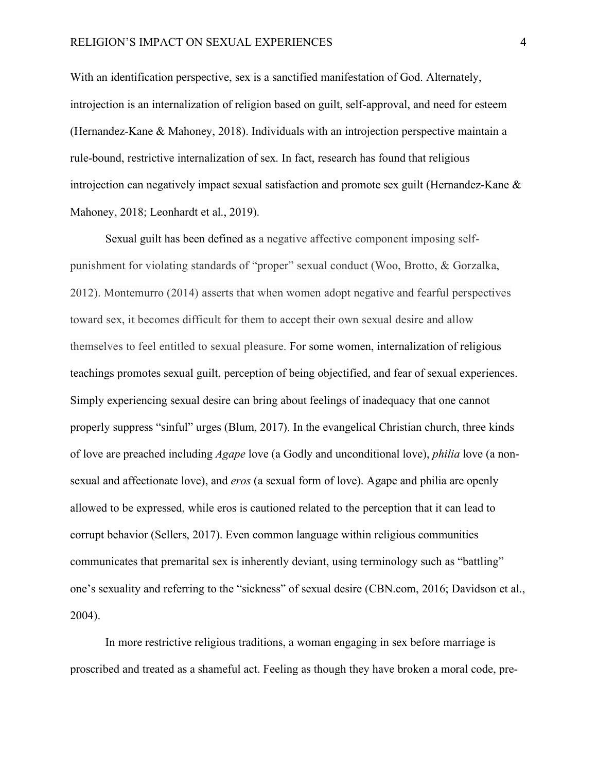With an identification perspective, sex is a sanctified manifestation of God. Alternately, introjection is an internalization of religion based on guilt, self-approval, and need for esteem (Hernandez-Kane & Mahoney, 2018). Individuals with an introjection perspective maintain a rule-bound, restrictive internalization of sex. In fact, research has found that religious introjection can negatively impact sexual satisfaction and promote sex guilt (Hernandez-Kane & Mahoney, 2018; Leonhardt et al., 2019).

Sexual guilt has been defined as a negative affective component imposing self-punishment for violating standards of "proper" sexual conduct (Woo, Brotto, & Gorzalka, 2012). Montemurro (2014) asserts that when women adopt negative and fearful perspectives toward sex, it becomes difficult for them to accept their own sexual desire and allow themselves to feel entitled to sexual pleasure. For some women, internalization of religious teachings promotes sexual guilt, perception of being objectified, and fear of sexual experiences. Simply experiencing sexual desire can bring about feelings of inadequacy that one cannot properly suppress "sinful" urges (Blum, 2017). In the evangelical Christian church, three kinds of love are preached including *Agape* love (a Godly and unconditional love), *philia* love (a non-sexual and affectionate love), and *eros* (a sexual form of love). Agape and philia are openly allowed to be expressed, while eros is cautioned related to the perception that it can lead to corrupt behavior (Sellers, 2017). Even common language within religious communities communicates that premarital sex is inherently deviant, using terminology such as "battling" one's sexuality and referring to the "sickness" of sexual desire (CBN.com, 2016; Davidson et al., 2004).

In more restrictive religious traditions, a woman engaging in sex before marriage is proscribed and treated as a shameful act. Feeling as though they have broken a moral code, pre-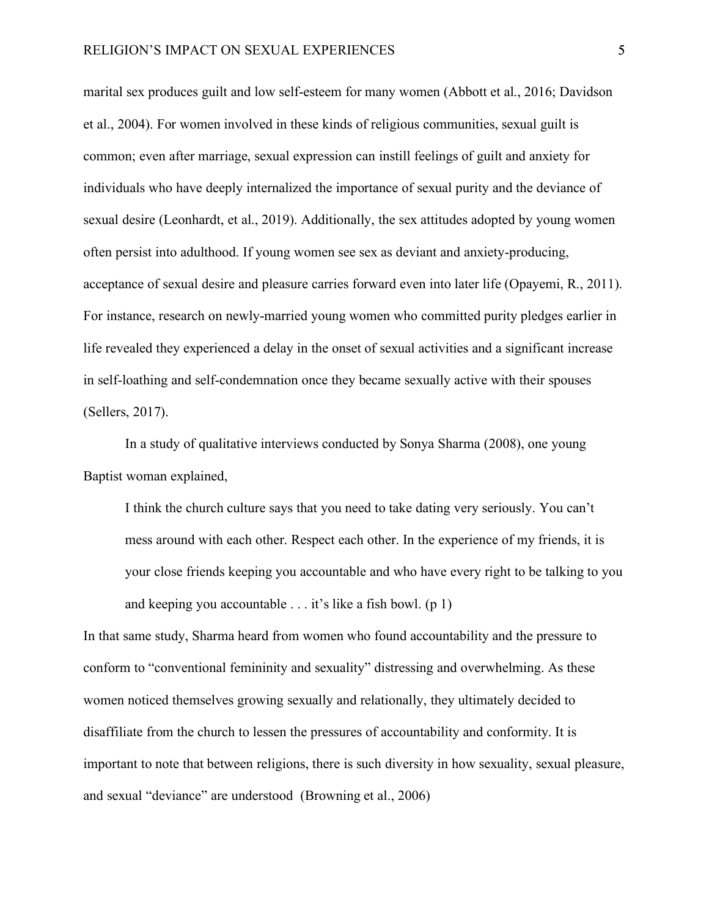marital sex produces guilt and low self-esteem for many women (Abbott et al., 2016; Davidson et al., 2004). For women involved in these kinds of religious communities, sexual guilt is common; even after marriage, sexual expression can instill feelings of guilt and anxiety for individuals who have deeply internalized the importance of sexual purity and the deviance of sexual desire (Leonhardt, et al., 2019). Additionally, the sex attitudes adopted by young women often persist into adulthood. If young women see sex as deviant and anxiety-producing, acceptance of sexual desire and pleasure carries forward even into later life (Opayemi, R., 2011). For instance, research on newly-married young women who committed purity pledges earlier in life revealed they experienced a delay in the onset of sexual activities and a significant increase in self-loathing and self-condemnation once they became sexually active with their spouses (Sellers, 2017).

In a study of qualitative interviews conducted by Sonya Sharma (2008), one young Baptist woman explained,

> I think the church culture says that you need to take dating very seriously. You can't mess around with each other. Respect each other. In the experience of my friends, it is your close friends keeping you accountable and who have every right to be talking to you and keeping you accountable . . . it's like a fish bowl. (p 1)

In that same study, Sharma heard from women who found accountability and the pressure to conform to "conventional femininity and sexuality" distressing and overwhelming. As these women noticed themselves growing sexually and relationally, they ultimately decided to disaffiliate from the church to lessen the pressures of accountability and conformity. It is important to note that between religions, there is such diversity in how sexuality, sexual pleasure, and sexual "deviance" are understood (Browning et al., 2006)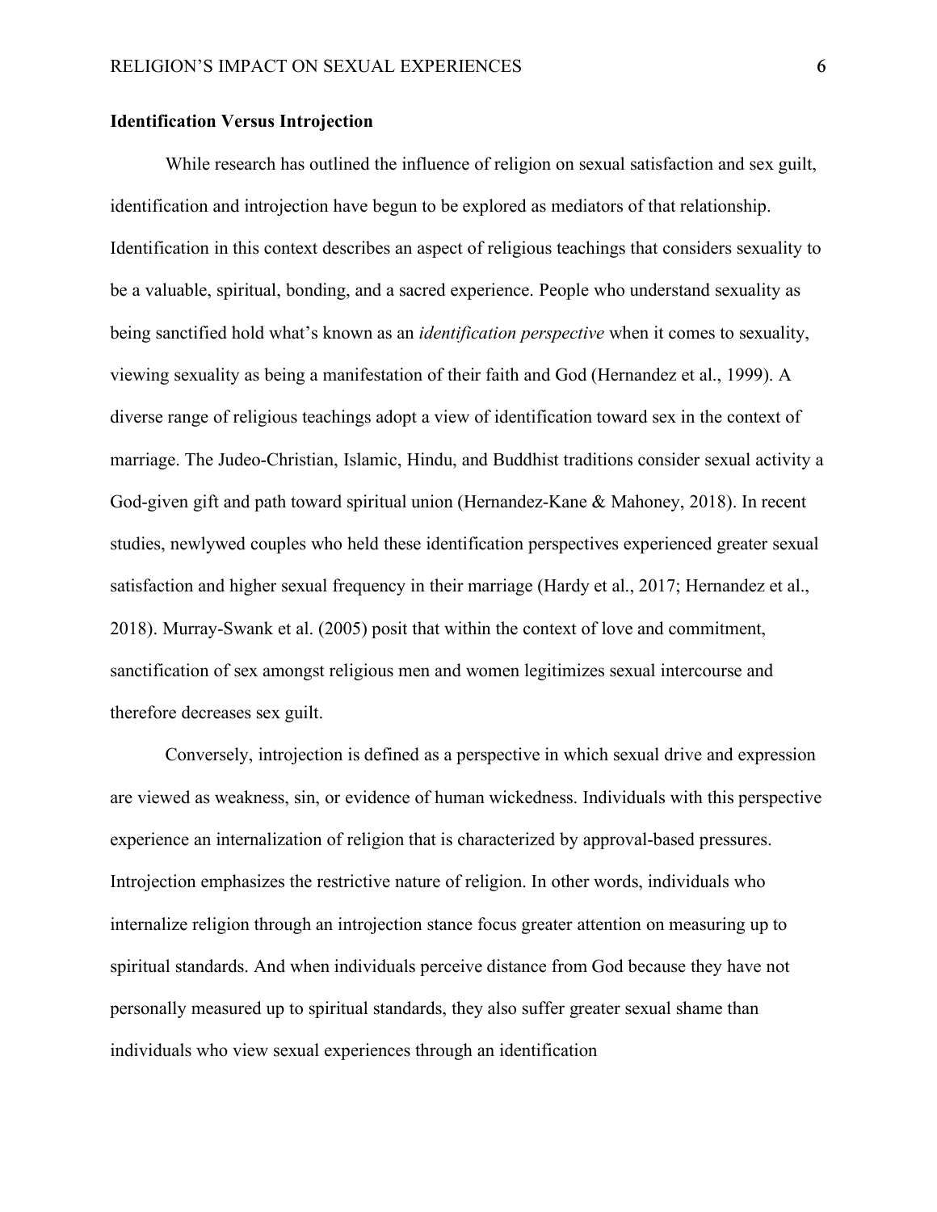**Identification Versus Introjection**

While research has outlined the influence of religion on sexual satisfaction and sex guilt, identification and introjection have begun to be explored as mediators of that relationship. Identification in this context describes an aspect of religious teachings that considers sexuality to be a valuable, spiritual, bonding, and a sacred experience. People who understand sexuality as being sanctified hold what's known as an *identification perspective* when it comes to sexuality, viewing sexuality as being a manifestation of their faith and God (Hernandez et al., 1999). A diverse range of religious teachings adopt a view of identification toward sex in the context of marriage. The Judeo-Christian, Islamic, Hindu, and Buddhist traditions consider sexual activity a God-given gift and path toward spiritual union (Hernandez-Kane & Mahoney, 2018). In recent studies, newlywed couples who held these identification perspectives experienced greater sexual satisfaction and higher sexual frequency in their marriage (Hardy et al., 2017; Hernandez et al., 2018). Murray-Swank et al. (2005) posit that within the context of love and commitment, sanctification of sex amongst religious men and women legitimizes sexual intercourse and therefore decreases sex guilt.

Conversely, introjection is defined as a perspective in which sexual drive and expression are viewed as weakness, sin, or evidence of human wickedness. Individuals with this perspective experience an internalization of religion that is characterized by approval-based pressures. Introjection emphasizes the restrictive nature of religion. In other words, individuals who internalize religion through an introjection stance focus greater attention on measuring up to spiritual standards. And when individuals perceive distance from God because they have not personally measured up to spiritual standards, they also suffer greater sexual shame than individuals who view sexual experiences through an identification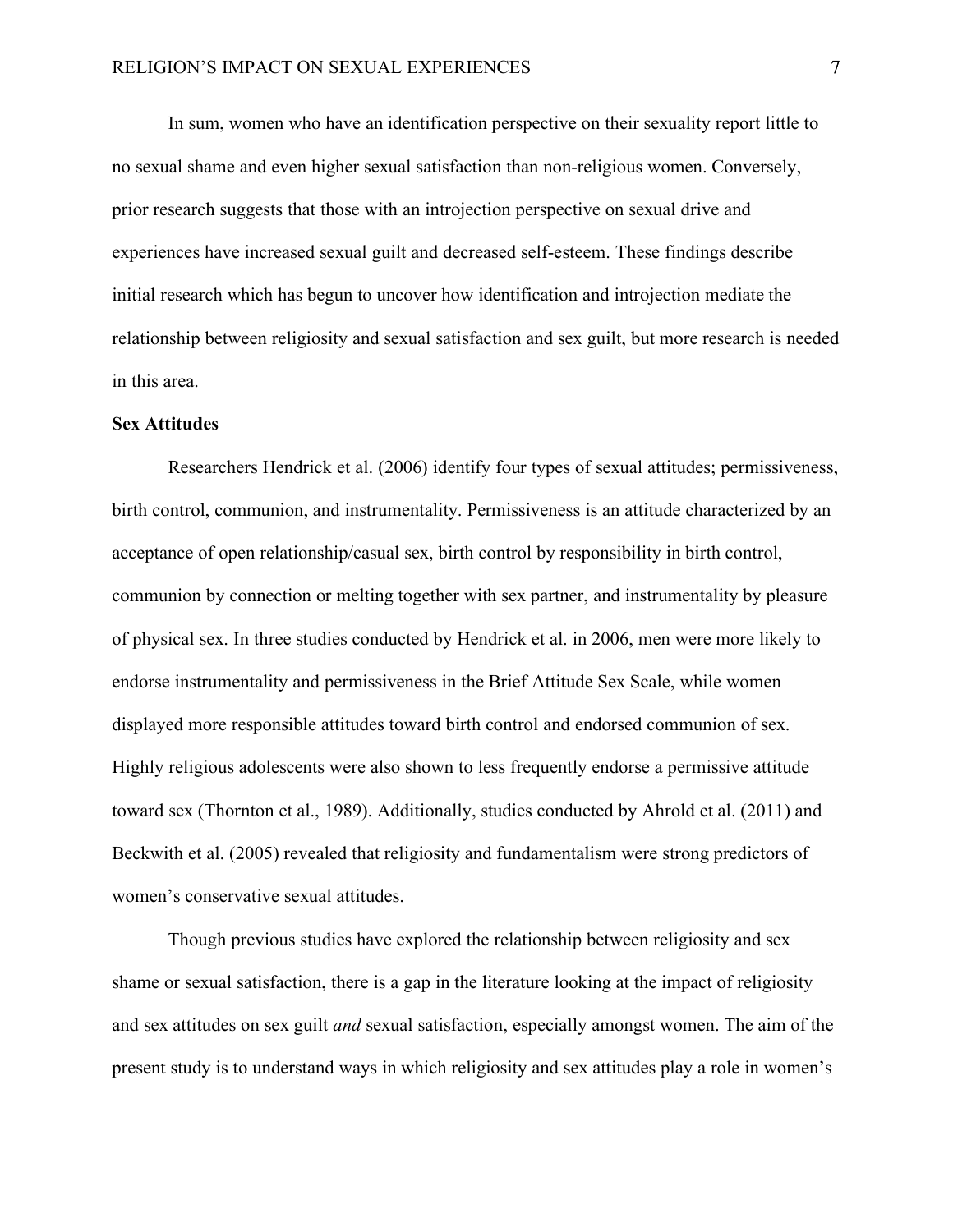In sum, women who have an identification perspective on their sexuality report little to no sexual shame and even higher sexual satisfaction than non-religious women. Conversely, prior research suggests that those with an introjection perspective on sexual drive and experiences have increased sexual guilt and decreased self-esteem. These findings describe initial research which has begun to uncover how identification and introjection mediate the relationship between religiosity and sexual satisfaction and sex guilt, but more research is needed in this area.

**Sex Attitudes**

Researchers Hendrick et al. (2006) identify four types of sexual attitudes; permissiveness, birth control, communion, and instrumentality. Permissiveness is an attitude characterized by an acceptance of open relationship/casual sex, birth control by responsibility in birth control, communion by connection or melting together with sex partner, and instrumentality by pleasure of physical sex. In three studies conducted by Hendrick et al. in 2006, men were more likely to endorse instrumentality and permissiveness in the Brief Attitude Sex Scale, while women displayed more responsible attitudes toward birth control and endorsed communion of sex. Highly religious adolescents were also shown to less frequently endorse a permissive attitude toward sex (Thornton et al., 1989). Additionally, studies conducted by Ahrold et al. (2011) and Beckwith et al. (2005) revealed that religiosity and fundamentalism were strong predictors of women's conservative sexual attitudes.

Though previous studies have explored the relationship between religiosity and sex shame or sexual satisfaction, there is a gap in the literature looking at the impact of religiosity and sex attitudes on sex guilt *and* sexual satisfaction, especially amongst women. The aim of the present study is to understand ways in which religiosity and sex attitudes play a role in women's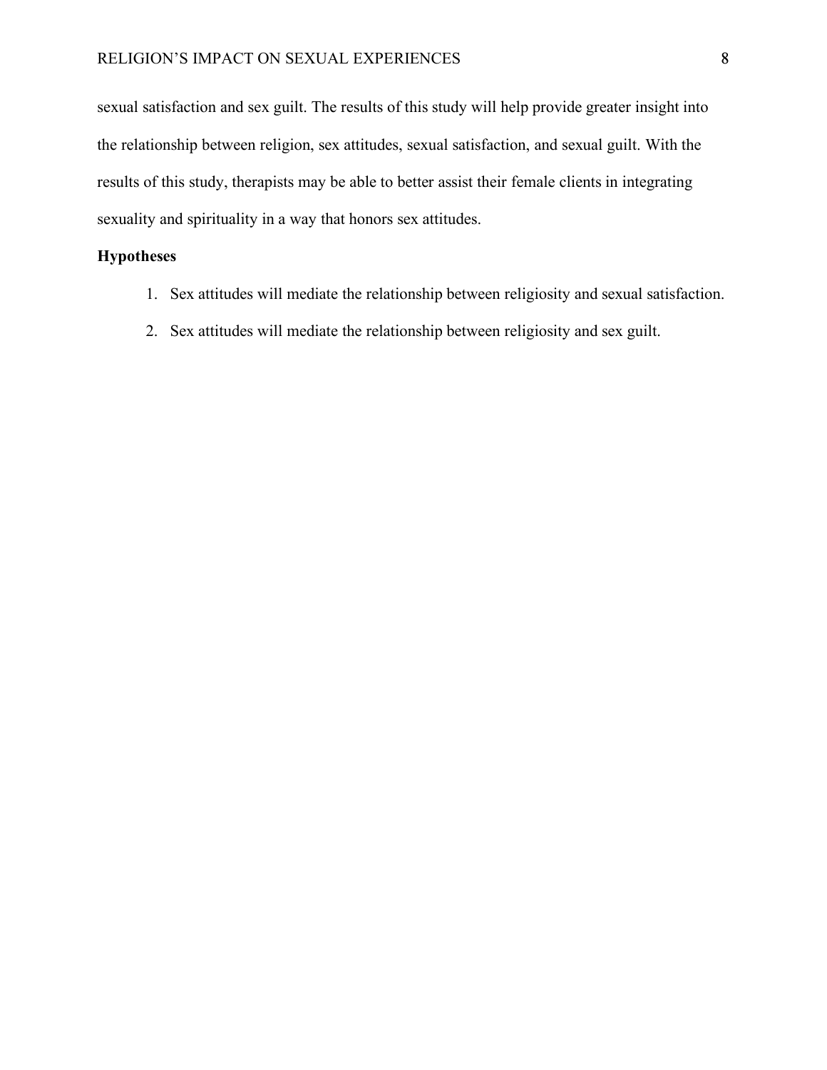sexual satisfaction and sex guilt. The results of this study will help provide greater insight into the relationship between religion, sex attitudes, sexual satisfaction, and sexual guilt. With the results of this study, therapists may be able to better assist their female clients in integrating sexuality and spirituality in a way that honors sex attitudes.

**Hypotheses**

1. Sex attitudes will mediate the relationship between religiosity and sexual satisfaction.
2. Sex attitudes will mediate the relationship between religiosity and sex guilt.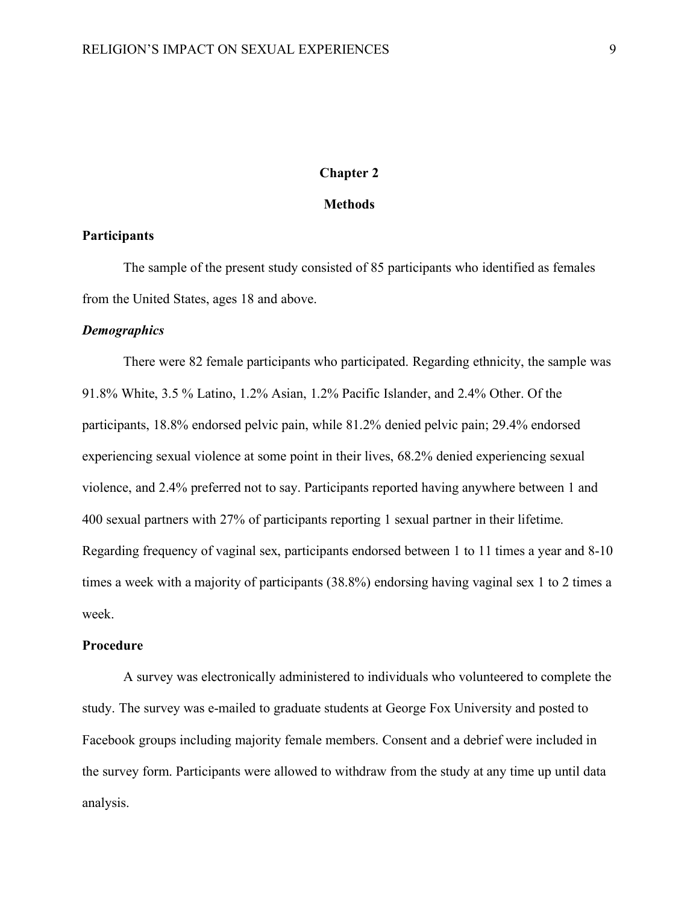# Chapter 2

# Methods

## Participants

The sample of the present study consisted of 85 participants who identified as females from the United States, ages 18 and above.

### *Demographics*

There were 82 female participants who participated. Regarding ethnicity, the sample was 91.8% White, 3.5 % Latino, 1.2% Asian, 1.2% Pacific Islander, and 2.4% Other. Of the participants, 18.8% endorsed pelvic pain, while 81.2% denied pelvic pain; 29.4% endorsed experiencing sexual violence at some point in their lives, 68.2% denied experiencing sexual violence, and 2.4% preferred not to say. Participants reported having anywhere between 1 and 400 sexual partners with 27% of participants reporting 1 sexual partner in their lifetime. Regarding frequency of vaginal sex, participants endorsed between 1 to 11 times a year and 8-10 times a week with a majority of participants (38.8%) endorsing having vaginal sex 1 to 2 times a week.

## Procedure

A survey was electronically administered to individuals who volunteered to complete the study. The survey was e-mailed to graduate students at George Fox University and posted to Facebook groups including majority female members. Consent and a debrief were included in the survey form. Participants were allowed to withdraw from the study at any time up until data analysis.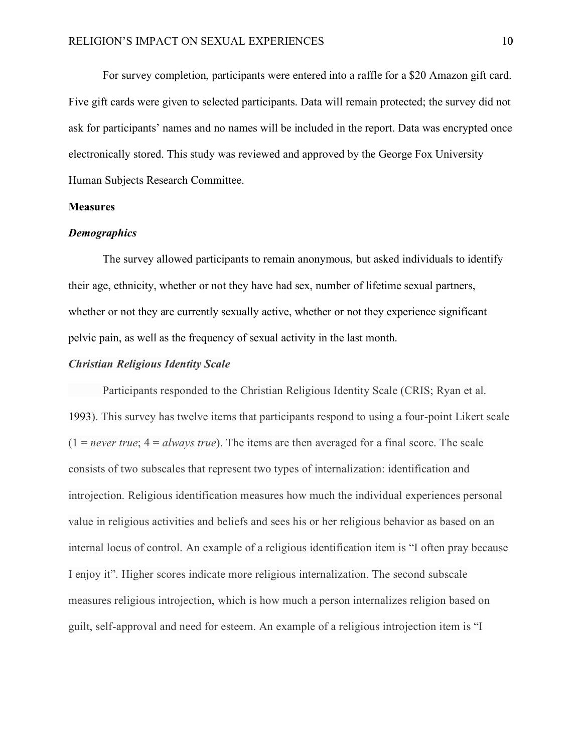For survey completion, participants were entered into a raffle for a $20 Amazon gift card. Five gift cards were given to selected participants. Data will remain protected; the survey did not ask for participants' names and no names will be included in the report. Data was encrypted once electronically stored. This study was reviewed and approved by the George Fox University Human Subjects Research Committee.

## Measures

### *Demographics*

The survey allowed participants to remain anonymous, but asked individuals to identify their age, ethnicity, whether or not they have had sex, number of lifetime sexual partners, whether or not they are currently sexually active, whether or not they experience significant pelvic pain, as well as the frequency of sexual activity in the last month.

### *Christian Religious Identity Scale*

Participants responded to the Christian Religious Identity Scale (CRIS; Ryan et al. 1993). This survey has twelve items that participants respond to using a four-point Likert scale (1 = *never true*; 4 = *always true*). The items are then averaged for a final score. The scale consists of two subscales that represent two types of internalization: identification and introjection. Religious identification measures how much the individual experiences personal value in religious activities and beliefs and sees his or her religious behavior as based on an internal locus of control. An example of a religious identification item is "I often pray because I enjoy it". Higher scores indicate more religious internalization. The second subscale measures religious introjection, which is how much a person internalizes religion based on guilt, self-approval and need for esteem. An example of a religious introjection item is "I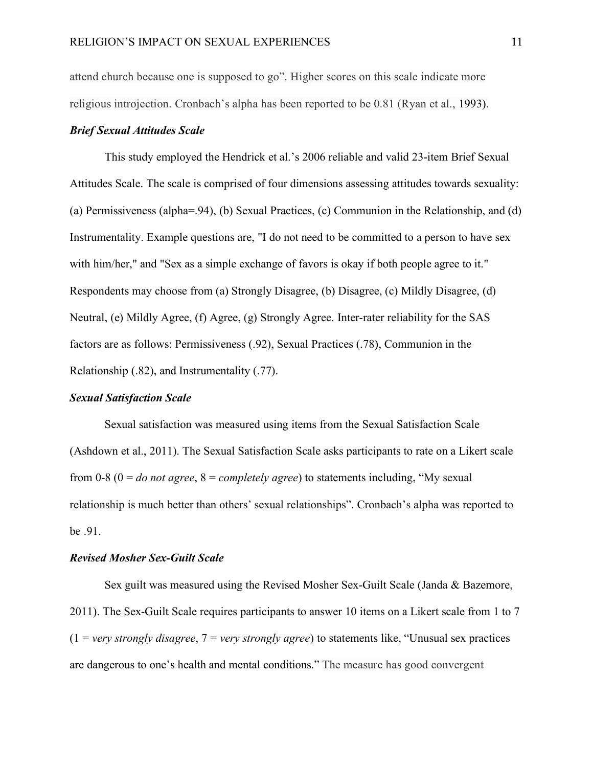attend church because one is supposed to go". Higher scores on this scale indicate more religious introjection. Cronbach's alpha has been reported to be 0.81 (Ryan et al., 1993).

### ***Brief Sexual Attitudes Scale***

This study employed the Hendrick et al.'s 2006 reliable and valid 23-item Brief Sexual Attitudes Scale. The scale is comprised of four dimensions assessing attitudes towards sexuality: (a) Permissiveness (alpha=.94), (b) Sexual Practices, (c) Communion in the Relationship, and (d) Instrumentality. Example questions are, "I do not need to be committed to a person to have sex with him/her," and "Sex as a simple exchange of favors is okay if both people agree to it." Respondents may choose from (a) Strongly Disagree, (b) Disagree, (c) Mildly Disagree, (d) Neutral, (e) Mildly Agree, (f) Agree, (g) Strongly Agree. Inter-rater reliability for the SAS factors are as follows: Permissiveness (.92), Sexual Practices (.78), Communion in the Relationship (.82), and Instrumentality (.77).

### ***Sexual Satisfaction Scale***

Sexual satisfaction was measured using items from the Sexual Satisfaction Scale (Ashdown et al., 2011). The Sexual Satisfaction Scale asks participants to rate on a Likert scale from 0-8 (0 = *do not agree*, 8 = *completely agree*) to statements including, "My sexual relationship is much better than others' sexual relationships". Cronbach's alpha was reported to be .91.

### ***Revised Mosher Sex-Guilt Scale***

Sex guilt was measured using the Revised Mosher Sex-Guilt Scale (Janda & Bazemore, 2011). The Sex-Guilt Scale requires participants to answer 10 items on a Likert scale from 1 to 7 (1 = *very strongly disagree*, 7 = *very strongly agree*) to statements like, "Unusual sex practices are dangerous to one's health and mental conditions." The measure has good convergent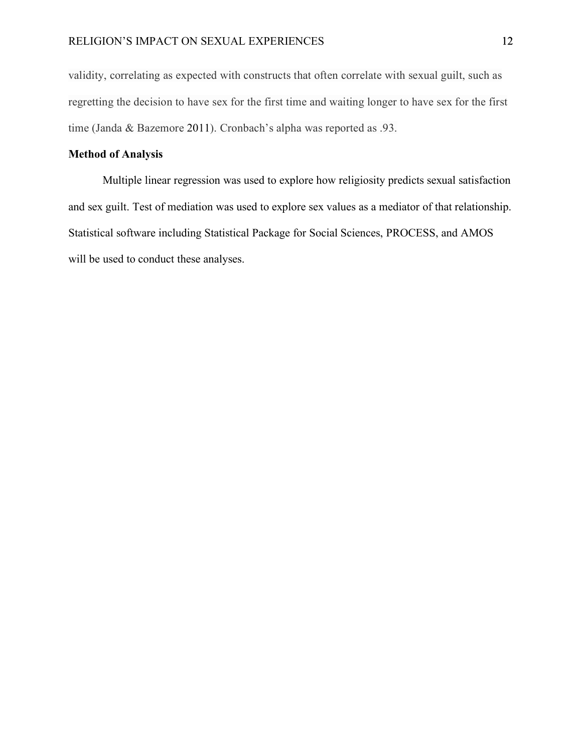validity, correlating as expected with constructs that often correlate with sexual guilt, such as regretting the decision to have sex for the first time and waiting longer to have sex for the first time (Janda & Bazemore 2011). Cronbach's alpha was reported as .93.

**Method of Analysis**

Multiple linear regression was used to explore how religiosity predicts sexual satisfaction and sex guilt. Test of mediation was used to explore sex values as a mediator of that relationship. Statistical software including Statistical Package for Social Sciences, PROCESS, and AMOS will be used to conduct these analyses.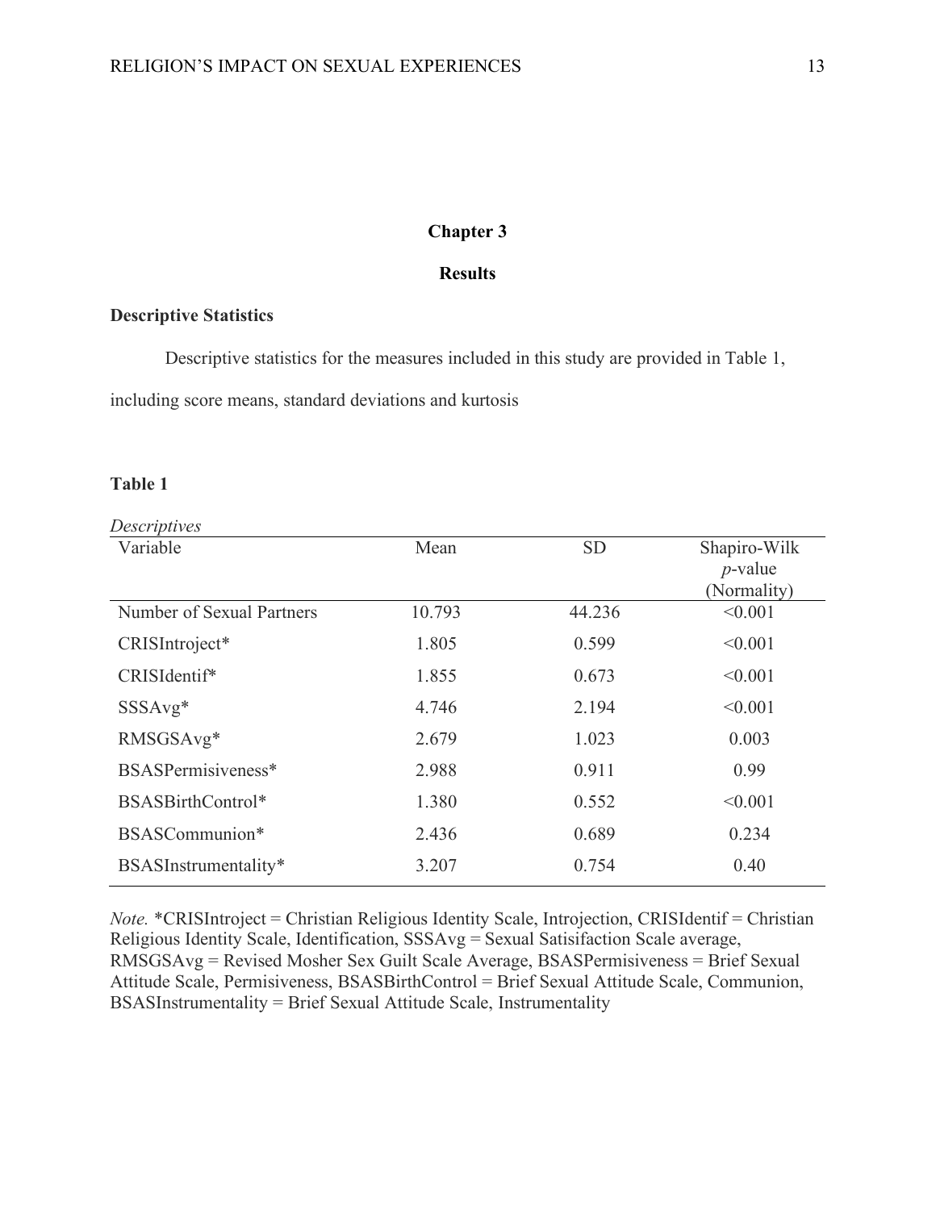# Chapter 3

## Results

### Descriptive Statistics

Descriptive statistics for the measures included in this study are provided in Table 1, including score means, standard deviations and kurtosis

**Table 1**

*Descriptives*

| Variable | Mean | SD | Shapiro-Wilk *p*-value (Normality) |
|---|---|---|---|
| Number of Sexual Partners | 10.793 | 44.236 | <0.001 |
| CRISIntroject* | 1.805 | 0.599 | <0.001 |
| CRISIdentif* | 1.855 | 0.673 | <0.001 |
| SSSAvg* | 4.746 | 2.194 | <0.001 |
| RMSGSAvg* | 2.679 | 1.023 | 0.003 |
| BSASPermisiveness* | 2.988 | 0.911 | 0.99 |
| BSASBirthControl* | 1.380 | 0.552 | <0.001 |
| BSASCommunion* | 2.436 | 0.689 | 0.234 |
| BSASInstrumentality* | 3.207 | 0.754 | 0.40 |

*Note.* *CRISIntroject = Christian Religious Identity Scale, Introjection, CRISIdentif = Christian Religious Identity Scale, Identification, SSSAvg = Sexual Satisifaction Scale average, RMSGSAvg = Revised Mosher Sex Guilt Scale Average, BSASPermisiveness = Brief Sexual Attitude Scale, Permisiveness, BSASBirthControl = Brief Sexual Attitude Scale, Communion, BSASInstrumentality = Brief Sexual Attitude Scale, Instrumentality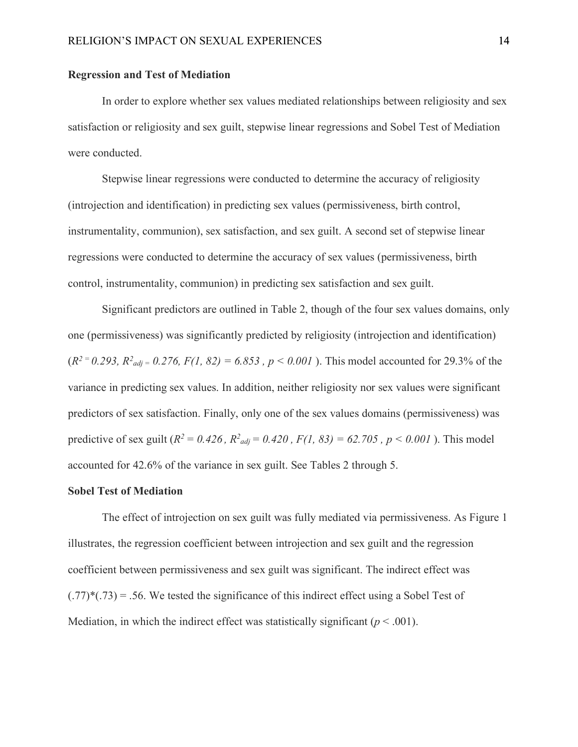**Regression and Test of Mediation**

In order to explore whether sex values mediated relationships between religiosity and sex satisfaction or religiosity and sex guilt, stepwise linear regressions and Sobel Test of Mediation were conducted.

Stepwise linear regressions were conducted to determine the accuracy of religiosity (introjection and identification) in predicting sex values (permissiveness, birth control, instrumentality, communion), sex satisfaction, and sex guilt. A second set of stepwise linear regressions were conducted to determine the accuracy of sex values (permissiveness, birth control, instrumentality, communion) in predicting sex satisfaction and sex guilt.

Significant predictors are outlined in Table 2, though of the four sex values domains, only one (permissiveness) was significantly predicted by religiosity (introjection and identification) ($R^2 = 0.293$, $R^2_{adj} = 0.276$, $F(1, 82) = 6.853$ , $p < 0.001$ ). This model accounted for 29.3% of the variance in predicting sex values. In addition, neither religiosity nor sex values were significant predictors of sex satisfaction. Finally, only one of the sex values domains (permissiveness) was predictive of sex guilt ($R^2 = 0.426$ , $R^2_{adj} = 0.420$ , $F(1, 83) = 62.705$ , $p < 0.001$ ). This model accounted for 42.6% of the variance in sex guilt. See Tables 2 through 5.

**Sobel Test of Mediation**

The effect of introjection on sex guilt was fully mediated via permissiveness. As Figure 1 illustrates, the regression coefficient between introjection and sex guilt and the regression coefficient between permissiveness and sex guilt was significant. The indirect effect was (.77)*(.73) = .56. We tested the significance of this indirect effect using a Sobel Test of Mediation, in which the indirect effect was statistically significant ($p < .001$).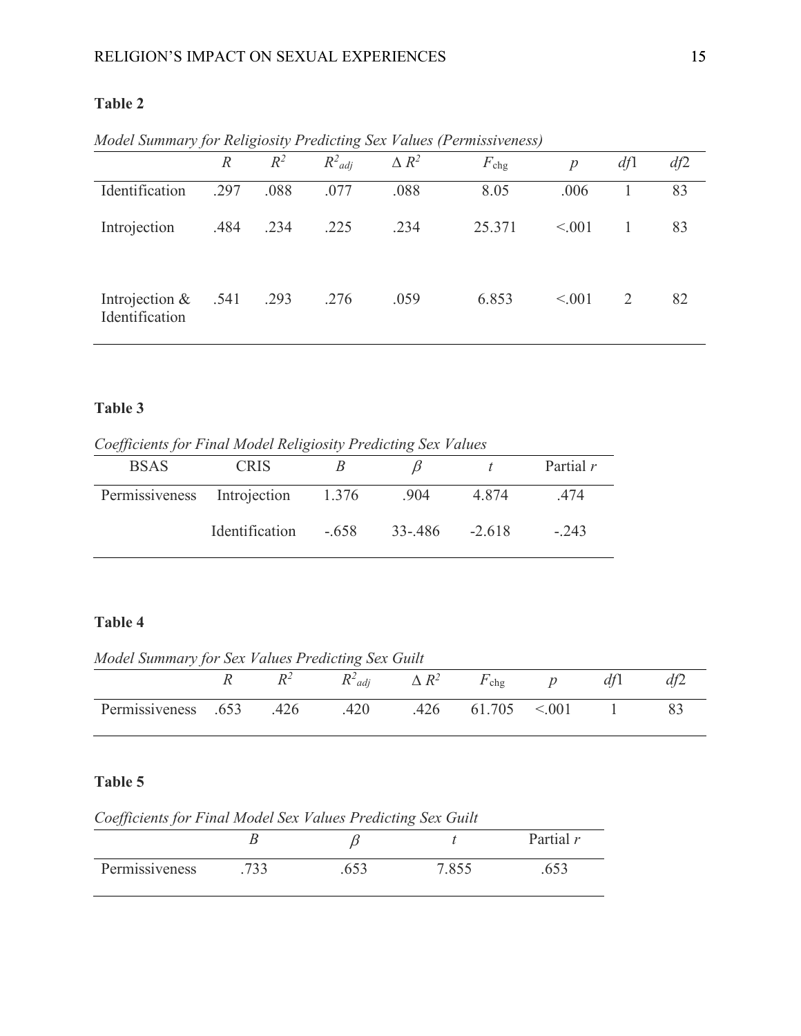**Table 2**

*Model Summary for Religiosity Predicting Sex Values (Permissiveness)*

| | $R$ | $R^2$ | $R^2_{adj}$ | $\Delta R^2$ | $F_{\text{chg}}$ | $p$ | $df1$ | $df2$ |
|---|---|---|---|---|---|---|---|---|
| Identification | .297 | .088 | .077 | .088 | 8.05 | .006 | 1 | 83 |
| Introjection | .484 | .234 | .225 | .234 | 25.371 | <.001 | 1 | 83 |
| Introjection & Identification | .541 | .293 | .276 | .059 | 6.853 | <.001 | 2 | 82 |

**Table 3**

*Coefficients for Final Model Religiosity Predicting Sex Values*

| BSAS | CRIS | $B$ | $\beta$ | $t$ | Partial $r$ |
|---|---|---|---|---|---|
| Permissiveness | Introjection | 1.376 | .904 | 4.874 | .474 |
| | Identification | -.658 | 33-.486 | -2.618 | -.243 |

**Table 4**

*Model Summary for Sex Values Predicting Sex Guilt*

| | $R$ | $R^2$ | $R^2_{adj}$ | $\Delta R^2$ | $F_{\text{chg}}$ | $p$ | $df1$ | $df2$ |
|---|---|---|---|---|---|---|---|---|
| Permissiveness | .653 | .426 | .420 | .426 | 61.705 | <.001 | 1 | 83 |

**Table 5**

*Coefficients for Final Model Sex Values Predicting Sex Guilt*

| | $B$ | $\beta$ | $t$ | Partial $r$ |
|---|---|---|---|---|
| Permissiveness | .733 | .653 | 7.855 | .653 |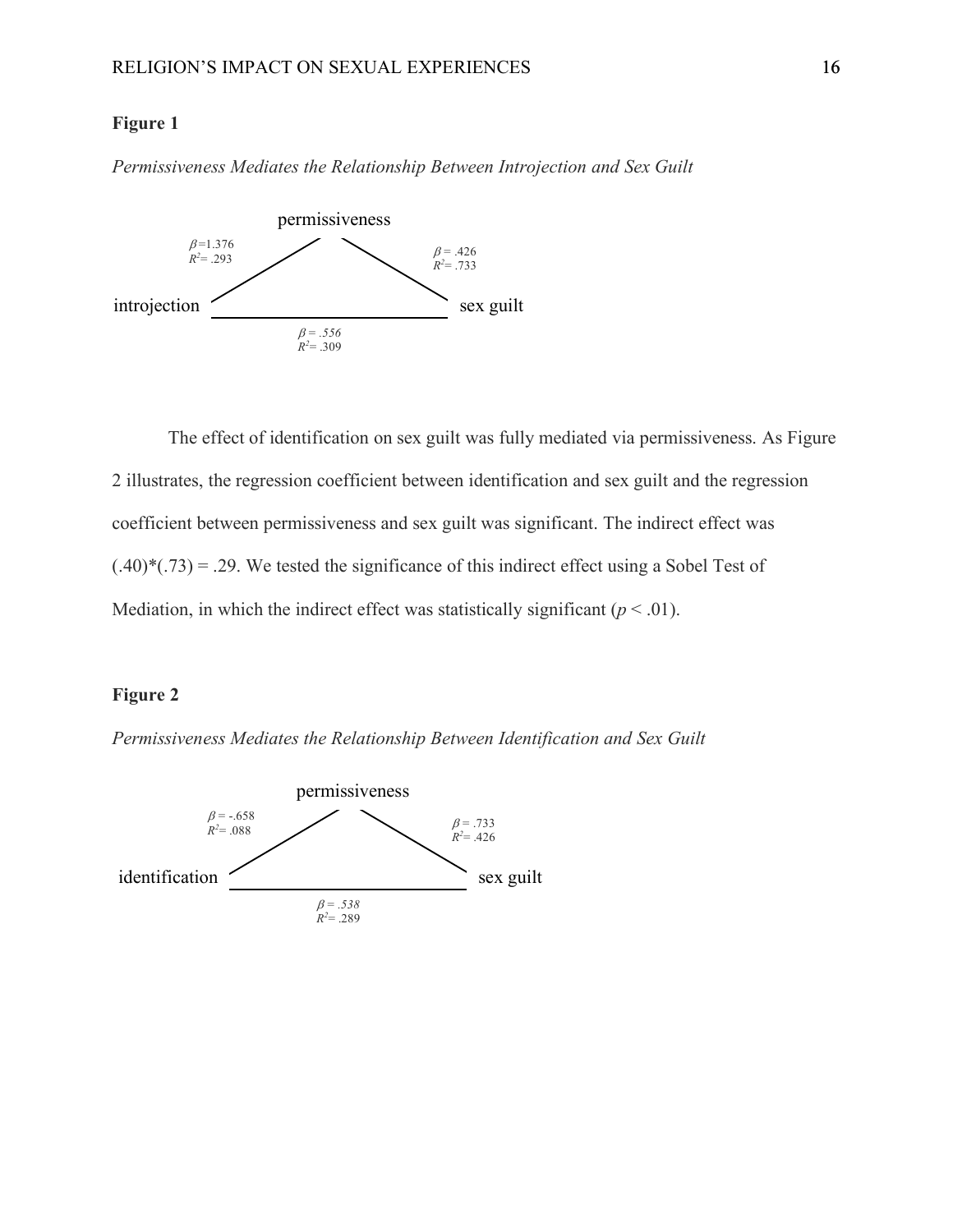**Figure 1**

*Permissiveness Mediates the Relationship Between Introjection and Sex Guilt*

permissiveness

$\beta$=1.376
$R^2$= .293

$\beta$ = .426
$R^2$= .733

introjection

sex guilt

$\beta$ = .556
$R^2$= .309

The effect of identification on sex guilt was fully mediated via permissiveness. As Figure 2 illustrates, the regression coefficient between identification and sex guilt and the regression coefficient between permissiveness and sex guilt was significant. The indirect effect was (.40)*(.73) = .29. We tested the significance of this indirect effect using a Sobel Test of Mediation, in which the indirect effect was statistically significant ($p < .01$).

**Figure 2**

*Permissiveness Mediates the Relationship Between Identification and Sex Guilt*

permissiveness

$\beta$ = -.658
$R^2$= .088

$\beta$ = .733
$R^2$= .426

identification

sex guilt

$\beta$ = .538
$R^2$= .289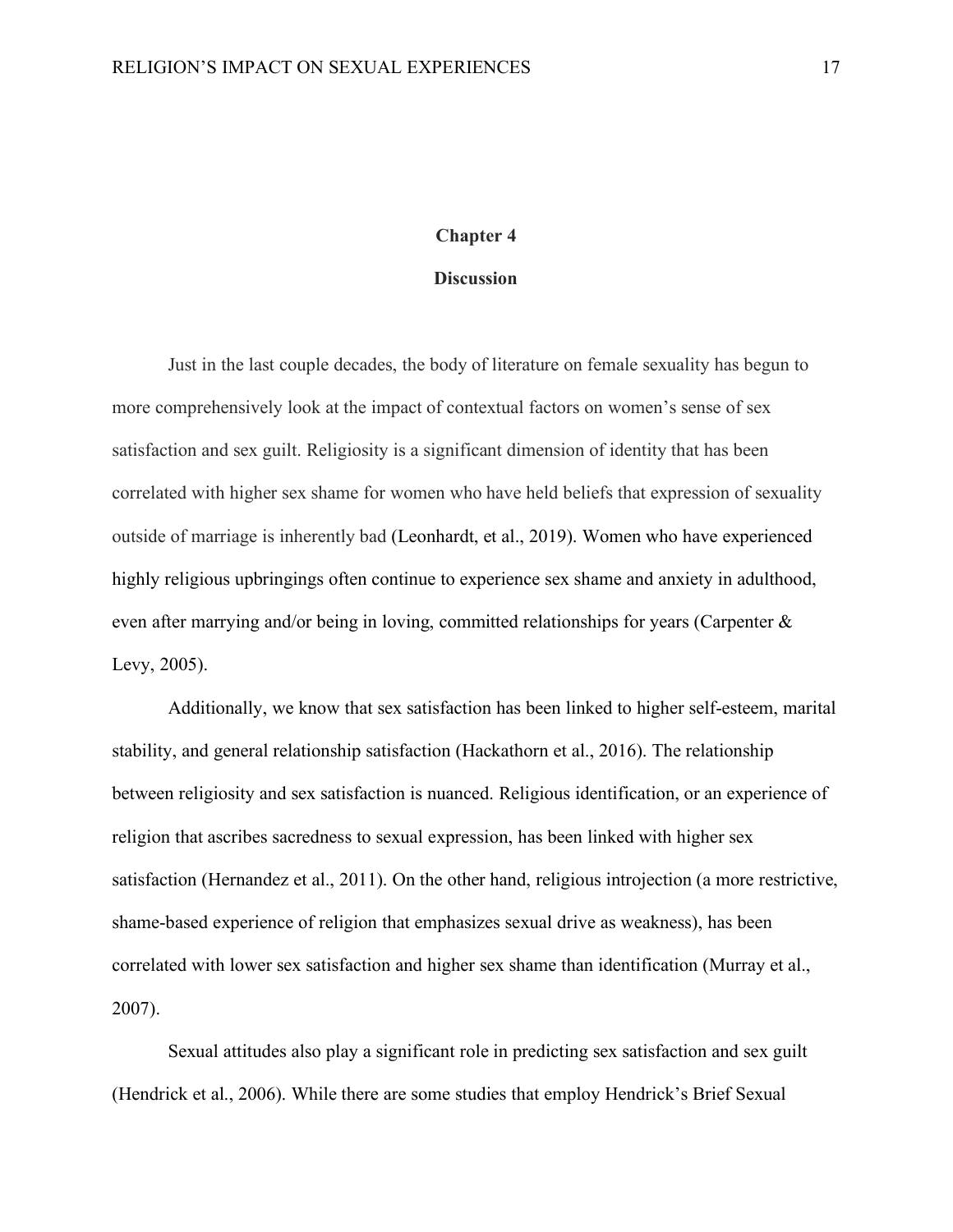# Chapter 4

## Discussion

Just in the last couple decades, the body of literature on female sexuality has begun to more comprehensively look at the impact of contextual factors on women's sense of sex satisfaction and sex guilt. Religiosity is a significant dimension of identity that has been correlated with higher sex shame for women who have held beliefs that expression of sexuality outside of marriage is inherently bad (Leonhardt, et al., 2019). Women who have experienced highly religious upbringings often continue to experience sex shame and anxiety in adulthood, even after marrying and/or being in loving, committed relationships for years (Carpenter & Levy, 2005).

Additionally, we know that sex satisfaction has been linked to higher self-esteem, marital stability, and general relationship satisfaction (Hackathorn et al., 2016). The relationship between religiosity and sex satisfaction is nuanced. Religious identification, or an experience of religion that ascribes sacredness to sexual expression, has been linked with higher sex satisfaction (Hernandez et al., 2011). On the other hand, religious introjection (a more restrictive, shame-based experience of religion that emphasizes sexual drive as weakness), has been correlated with lower sex satisfaction and higher sex shame than identification (Murray et al., 2007).

Sexual attitudes also play a significant role in predicting sex satisfaction and sex guilt (Hendrick et al., 2006). While there are some studies that employ Hendrick's Brief Sexual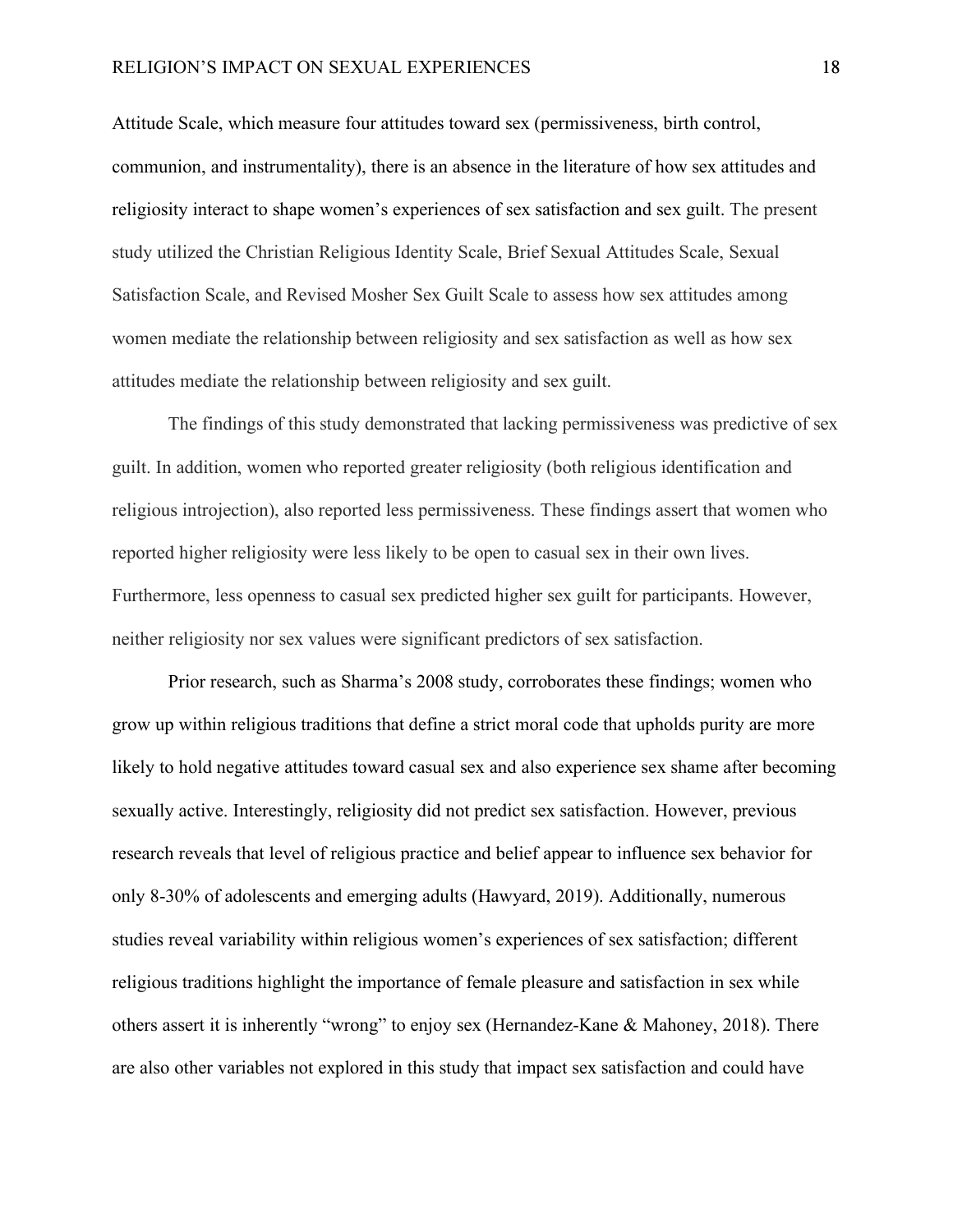Attitude Scale, which measure four attitudes toward sex (permissiveness, birth control, communion, and instrumentality), there is an absence in the literature of how sex attitudes and religiosity interact to shape women's experiences of sex satisfaction and sex guilt. The present study utilized the Christian Religious Identity Scale, Brief Sexual Attitudes Scale, Sexual Satisfaction Scale, and Revised Mosher Sex Guilt Scale to assess how sex attitudes among women mediate the relationship between religiosity and sex satisfaction as well as how sex attitudes mediate the relationship between religiosity and sex guilt.

The findings of this study demonstrated that lacking permissiveness was predictive of sex guilt. In addition, women who reported greater religiosity (both religious identification and religious introjection), also reported less permissiveness. These findings assert that women who reported higher religiosity were less likely to be open to casual sex in their own lives. Furthermore, less openness to casual sex predicted higher sex guilt for participants. However, neither religiosity nor sex values were significant predictors of sex satisfaction.

Prior research, such as Sharma's 2008 study, corroborates these findings; women who grow up within religious traditions that define a strict moral code that upholds purity are more likely to hold negative attitudes toward casual sex and also experience sex shame after becoming sexually active. Interestingly, religiosity did not predict sex satisfaction. However, previous research reveals that level of religious practice and belief appear to influence sex behavior for only 8-30% of adolescents and emerging adults (Hawyard, 2019). Additionally, numerous studies reveal variability within religious women's experiences of sex satisfaction; different religious traditions highlight the importance of female pleasure and satisfaction in sex while others assert it is inherently "wrong" to enjoy sex (Hernandez-Kane & Mahoney, 2018). There are also other variables not explored in this study that impact sex satisfaction and could have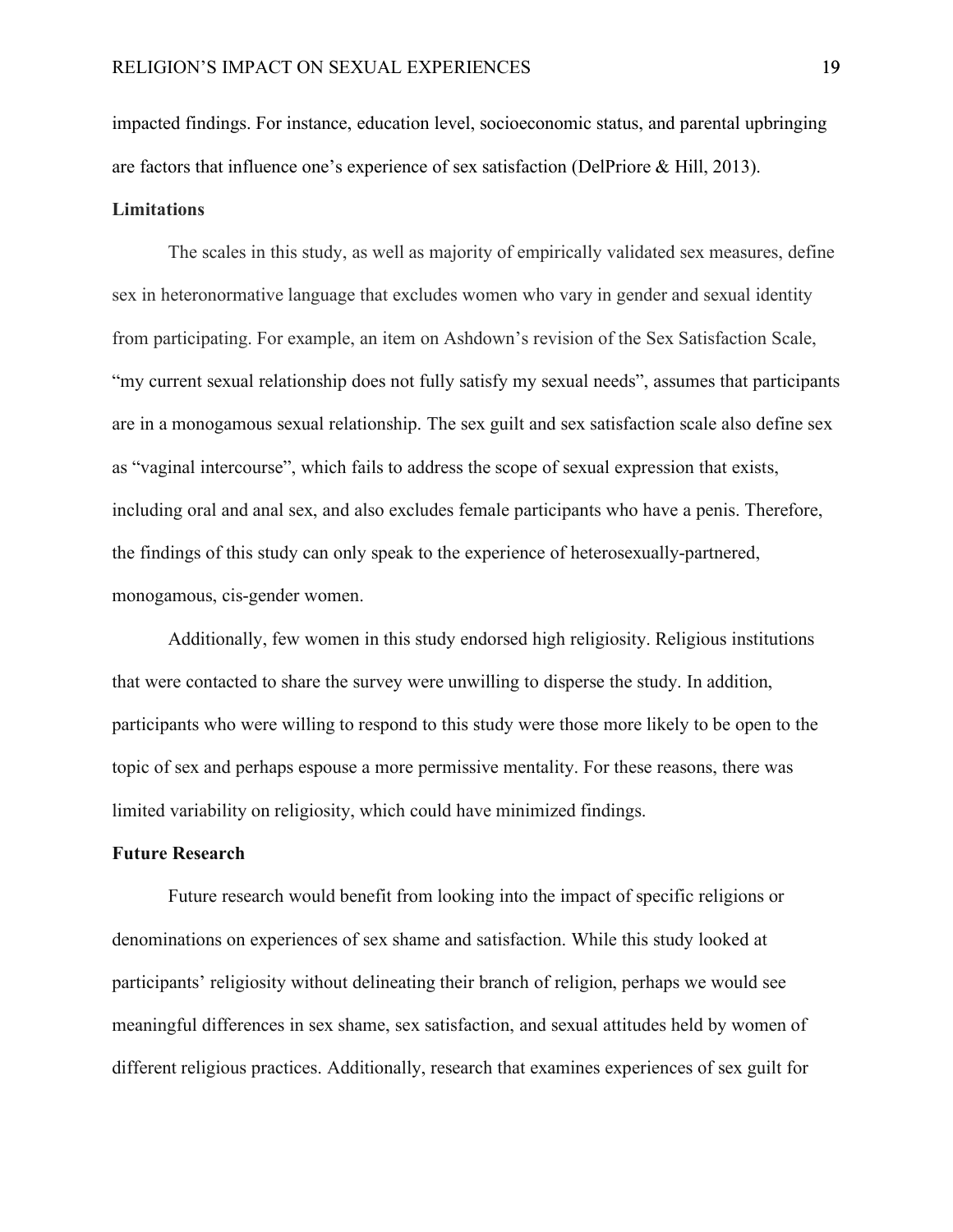impacted findings. For instance, education level, socioeconomic status, and parental upbringing are factors that influence one's experience of sex satisfaction (DelPriore & Hill, 2013).

### Limitations

The scales in this study, as well as majority of empirically validated sex measures, define sex in heteronormative language that excludes women who vary in gender and sexual identity from participating. For example, an item on Ashdown's revision of the Sex Satisfaction Scale, "my current sexual relationship does not fully satisfy my sexual needs", assumes that participants are in a monogamous sexual relationship. The sex guilt and sex satisfaction scale also define sex as "vaginal intercourse", which fails to address the scope of sexual expression that exists, including oral and anal sex, and also excludes female participants who have a penis. Therefore, the findings of this study can only speak to the experience of heterosexually-partnered, monogamous, cis-gender women.

Additionally, few women in this study endorsed high religiosity. Religious institutions that were contacted to share the survey were unwilling to disperse the study. In addition, participants who were willing to respond to this study were those more likely to be open to the topic of sex and perhaps espouse a more permissive mentality. For these reasons, there was limited variability on religiosity, which could have minimized findings.

### Future Research

Future research would benefit from looking into the impact of specific religions or denominations on experiences of sex shame and satisfaction. While this study looked at participants' religiosity without delineating their branch of religion, perhaps we would see meaningful differences in sex shame, sex satisfaction, and sexual attitudes held by women of different religious practices. Additionally, research that examines experiences of sex guilt for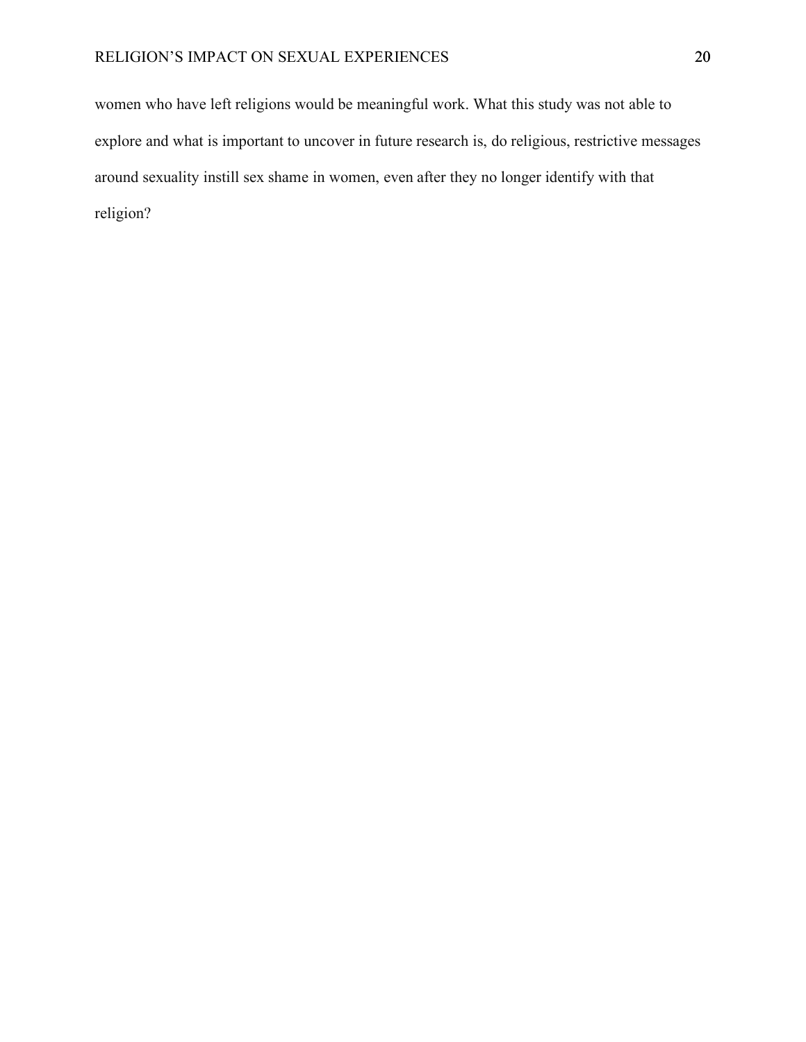women who have left religions would be meaningful work. What this study was not able to explore and what is important to uncover in future research is, do religious, restrictive messages around sexuality instill sex shame in women, even after they no longer identify with that religion?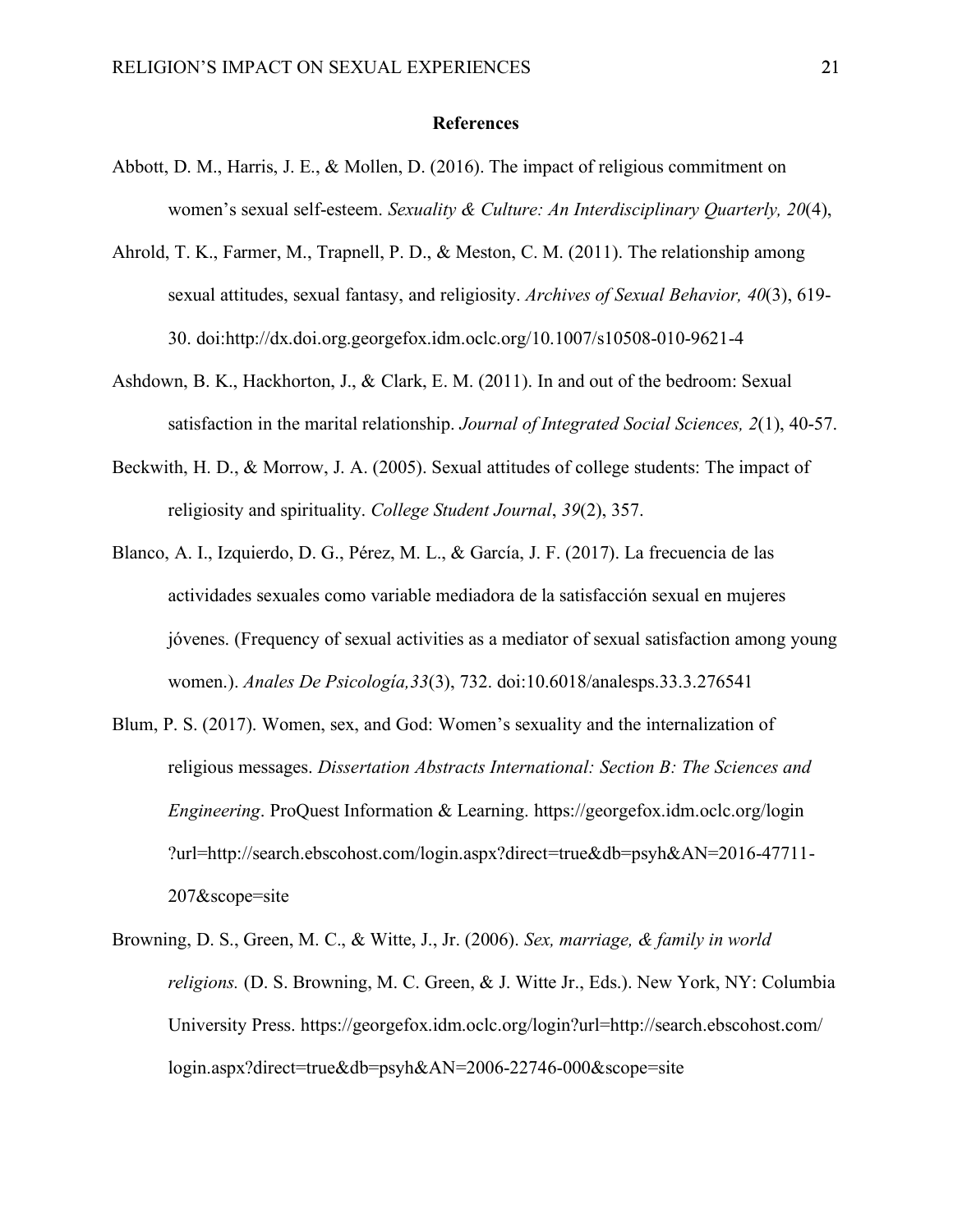**References**

Abbott, D. M., Harris, J. E., & Mollen, D. (2016). The impact of religious commitment on women's sexual self-esteem. *Sexuality & Culture: An Interdisciplinary Quarterly, 20*(4),

Ahrold, T. K., Farmer, M., Trapnell, P. D., & Meston, C. M. (2011). The relationship among sexual attitudes, sexual fantasy, and religiosity. *Archives of Sexual Behavior, 40*(3), 619-30. doi:http://dx.doi.org.georgefox.idm.oclc.org/10.1007/s10508-010-9621-4

Ashdown, B. K., Hackhorton, J., & Clark, E. M. (2011). In and out of the bedroom: Sexual satisfaction in the marital relationship. *Journal of Integrated Social Sciences, 2*(1), 40-57.

Beckwith, H. D., & Morrow, J. A. (2005). Sexual attitudes of college students: The impact of religiosity and spirituality. *College Student Journal*, *39*(2), 357.

Blanco, A. I., Izquierdo, D. G., Pérez, M. L., & García, J. F. (2017). La frecuencia de las actividades sexuales como variable mediadora de la satisfacción sexual en mujeres jóvenes. (Frequency of sexual activities as a mediator of sexual satisfaction among young women.). *Anales De Psicología,33*(3), 732. doi:10.6018/analesps.33.3.276541

Blum, P. S. (2017). Women, sex, and God: Women's sexuality and the internalization of religious messages. *Dissertation Abstracts International: Section B: The Sciences and Engineering*. ProQuest Information & Learning. https://georgefox.idm.oclc.org/login ?url=http://search.ebscohost.com/login.aspx?direct=true&db=psyh&AN=2016-47711-207&scope=site

Browning, D. S., Green, M. C., & Witte, J., Jr. (2006). *Sex, marriage, & family in world religions.* (D. S. Browning, M. C. Green, & J. Witte Jr., Eds.). New York, NY: Columbia University Press. https://georgefox.idm.oclc.org/login?url=http://search.ebscohost.com/ login.aspx?direct=true&db=psyh&AN=2006-22746-000&scope=site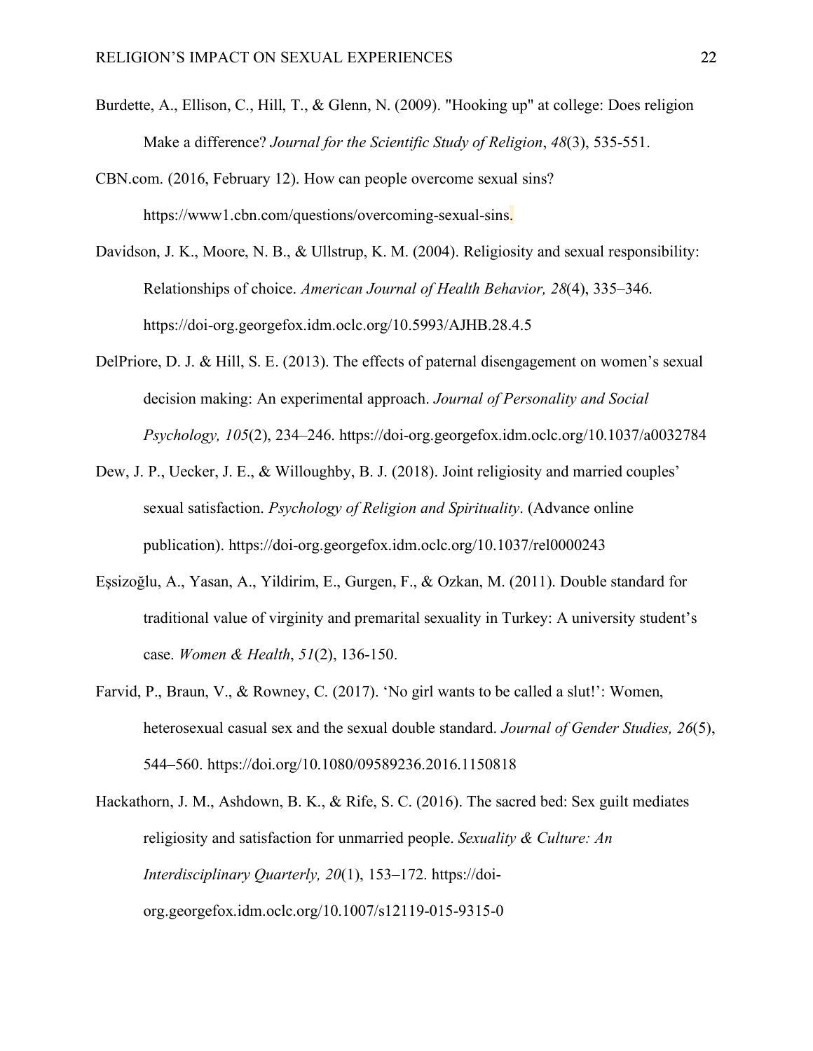Burdette, A., Ellison, C., Hill, T., & Glenn, N. (2009). "Hooking up" at college: Does religion Make a difference? *Journal for the Scientific Study of Religion*, *48*(3), 535-551.

CBN.com. (2016, February 12). How can people overcome sexual sins? https://www1.cbn.com/questions/overcoming-sexual-sins.

Davidson, J. K., Moore, N. B., & Ullstrup, K. M. (2004). Religiosity and sexual responsibility: Relationships of choice. *American Journal of Health Behavior, 28*(4), 335–346. https://doi-org.georgefox.idm.oclc.org/10.5993/AJHB.28.4.5

DelPriore, D. J. & Hill, S. E. (2013). The effects of paternal disengagement on women's sexual decision making: An experimental approach. *Journal of Personality and Social Psychology, 105*(2), 234–246. https://doi-org.georgefox.idm.oclc.org/10.1037/a0032784

Dew, J. P., Uecker, J. E., & Willoughby, B. J. (2018). Joint religiosity and married couples' sexual satisfaction. *Psychology of Religion and Spirituality*. (Advance online publication). https://doi-org.georgefox.idm.oclc.org/10.1037/rel0000243

Eşsizoğlu, A., Yasan, A., Yildirim, E., Gurgen, F., & Ozkan, M. (2011). Double standard for traditional value of virginity and premarital sexuality in Turkey: A university student's case. *Women & Health*, *51*(2), 136-150.

Farvid, P., Braun, V., & Rowney, C. (2017). 'No girl wants to be called a slut!': Women, heterosexual casual sex and the sexual double standard. *Journal of Gender Studies, 26*(5), 544–560. https://doi.org/10.1080/09589236.2016.1150818

Hackathorn, J. M., Ashdown, B. K., & Rife, S. C. (2016). The sacred bed: Sex guilt mediates religiosity and satisfaction for unmarried people. *Sexuality & Culture: An Interdisciplinary Quarterly, 20*(1), 153–172. https://doi-org.georgefox.idm.oclc.org/10.1007/s12119-015-9315-0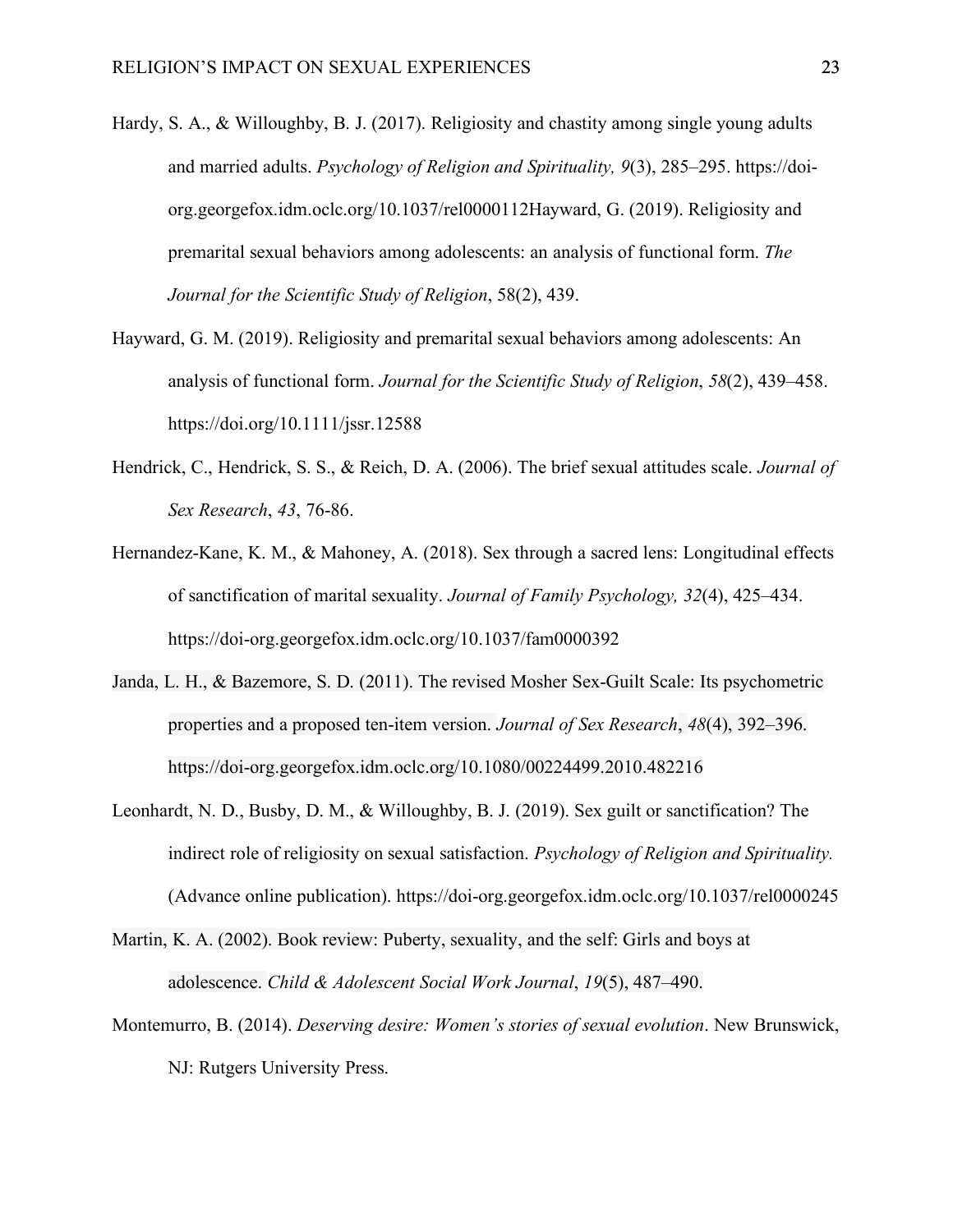Hardy, S. A., & Willoughby, B. J. (2017). Religiosity and chastity among single young adults and married adults. *Psychology of Religion and Spirituality, 9*(3), 285–295. https://doi-org.georgefox.idm.oclc.org/10.1037/rel0000112Hayward, G. (2019). Religiosity and premarital sexual behaviors among adolescents: an analysis of functional form. *The Journal for the Scientific Study of Religion*, 58(2), 439.

Hayward, G. M. (2019). Religiosity and premarital sexual behaviors among adolescents: An analysis of functional form. *Journal for the Scientific Study of Religion*, *58*(2), 439–458. https://doi.org/10.1111/jssr.12588

Hendrick, C., Hendrick, S. S., & Reich, D. A. (2006). The brief sexual attitudes scale. *Journal of Sex Research*, *43*, 76-86.

Hernandez-Kane, K. M., & Mahoney, A. (2018). Sex through a sacred lens: Longitudinal effects of sanctification of marital sexuality. *Journal of Family Psychology, 32*(4), 425–434. https://doi-org.georgefox.idm.oclc.org/10.1037/fam0000392

Janda, L. H., & Bazemore, S. D. (2011). The revised Mosher Sex-Guilt Scale: Its psychometric properties and a proposed ten-item version. *Journal of Sex Research*, *48*(4), 392–396. https://doi-org.georgefox.idm.oclc.org/10.1080/00224499.2010.482216

Leonhardt, N. D., Busby, D. M., & Willoughby, B. J. (2019). Sex guilt or sanctification? The indirect role of religiosity on sexual satisfaction. *Psychology of Religion and Spirituality.* (Advance online publication). https://doi-org.georgefox.idm.oclc.org/10.1037/rel0000245

Martin, K. A. (2002). Book review: Puberty, sexuality, and the self: Girls and boys at adolescence. *Child & Adolescent Social Work Journal*, *19*(5), 487–490.

Montemurro, B. (2014). *Deserving desire: Women's stories of sexual evolution*. New Brunswick, NJ: Rutgers University Press.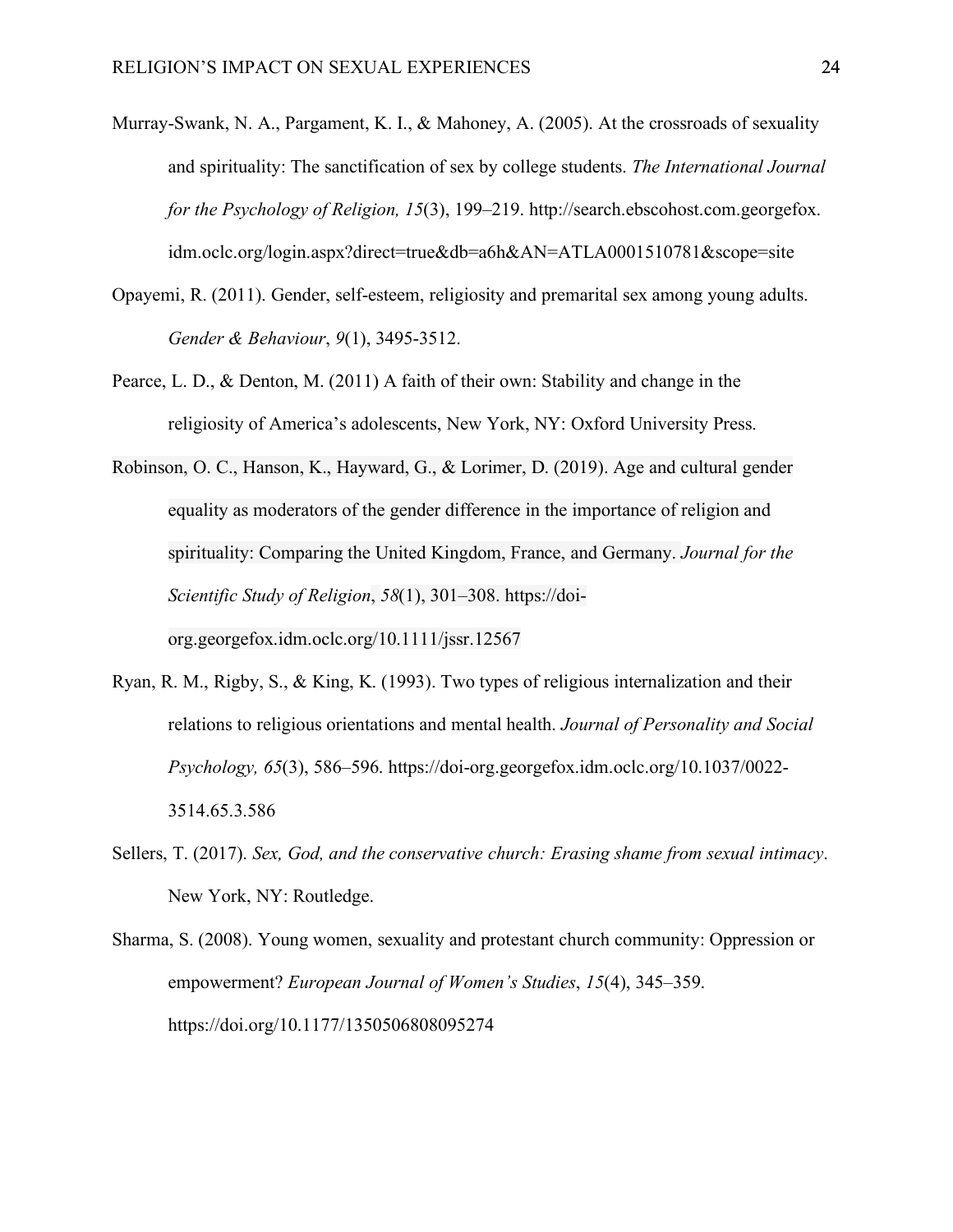Murray-Swank, N. A., Pargament, K. I., & Mahoney, A. (2005). At the crossroads of sexuality and spirituality: The sanctification of sex by college students. *The International Journal for the Psychology of Religion, 15*(3), 199–219. http://search.ebscohost.com.georgefox.idm.oclc.org/login.aspx?direct=true&db=a6h&AN=ATLA0001510781&scope=site

Opayemi, R. (2011). Gender, self-esteem, religiosity and premarital sex among young adults. *Gender & Behaviour*, *9*(1), 3495-3512.

Pearce, L. D., & Denton, M. (2011) A faith of their own: Stability and change in the religiosity of America's adolescents, New York, NY: Oxford University Press.

Robinson, O. C., Hanson, K., Hayward, G., & Lorimer, D. (2019). Age and cultural gender equality as moderators of the gender difference in the importance of religion and spirituality: Comparing the United Kingdom, France, and Germany. *Journal for the Scientific Study of Religion*, *58*(1), 301–308. https://doi-org.georgefox.idm.oclc.org/10.1111/jssr.12567

Ryan, R. M., Rigby, S., & King, K. (1993). Two types of religious internalization and their relations to religious orientations and mental health. *Journal of Personality and Social Psychology, 65*(3), 586–596. https://doi-org.georgefox.idm.oclc.org/10.1037/0022-3514.65.3.586

Sellers, T. (2017). *Sex, God, and the conservative church: Erasing shame from sexual intimacy*. New York, NY: Routledge.

Sharma, S. (2008). Young women, sexuality and protestant church community: Oppression or empowerment? *European Journal of Women's Studies*, *15*(4), 345–359. https://doi.org/10.1177/1350506808095274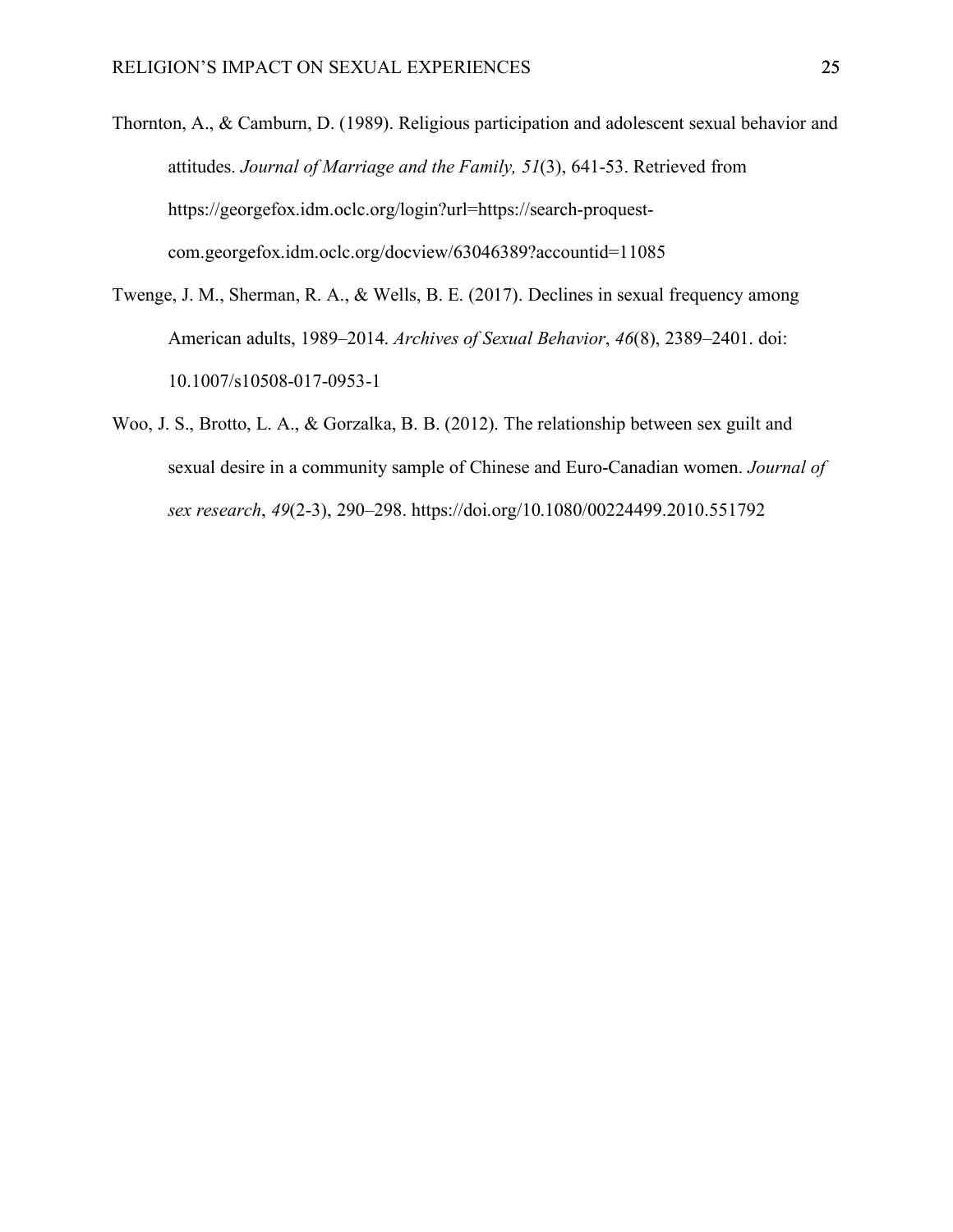Thornton, A., & Camburn, D. (1989). Religious participation and adolescent sexual behavior and attitudes. *Journal of Marriage and the Family, 51*(3), 641-53. Retrieved from https://georgefox.idm.oclc.org/login?url=https://search-proquest-com.georgefox.idm.oclc.org/docview/63046389?accountid=11085

Twenge, J. M., Sherman, R. A., & Wells, B. E. (2017). Declines in sexual frequency among American adults, 1989–2014. *Archives of Sexual Behavior*, *46*(8), 2389–2401. doi: 10.1007/s10508-017-0953-1

Woo, J. S., Brotto, L. A., & Gorzalka, B. B. (2012). The relationship between sex guilt and sexual desire in a community sample of Chinese and Euro-Canadian women. *Journal of sex research*, *49*(2-3), 290–298. https://doi.org/10.1080/00224499.2010.551792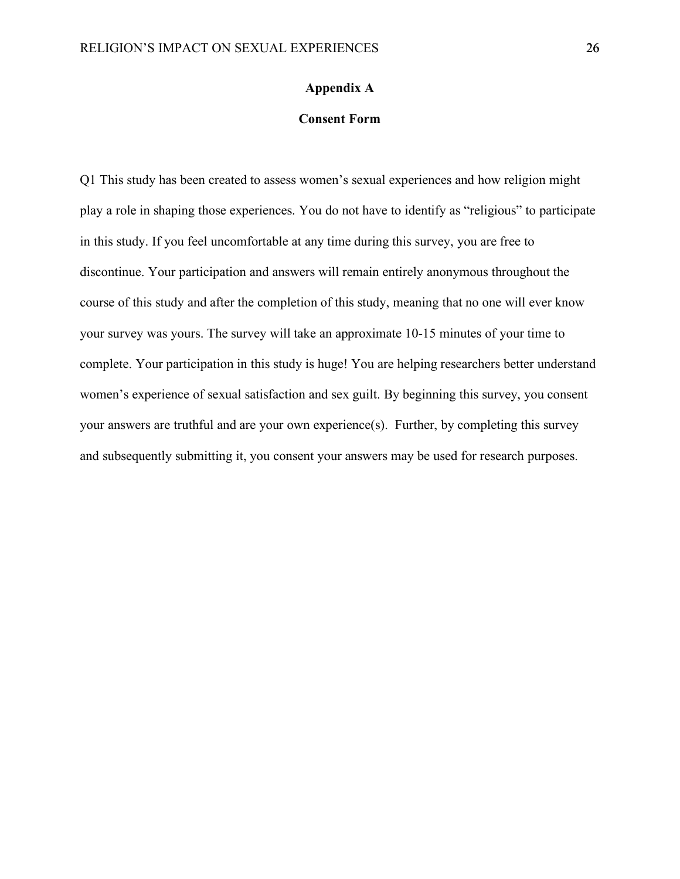## Appendix A

## Consent Form

Q1 This study has been created to assess women's sexual experiences and how religion might play a role in shaping those experiences. You do not have to identify as "religious" to participate in this study. If you feel uncomfortable at any time during this survey, you are free to discontinue. Your participation and answers will remain entirely anonymous throughout the course of this study and after the completion of this study, meaning that no one will ever know your survey was yours. The survey will take an approximate 10-15 minutes of your time to complete. Your participation in this study is huge! You are helping researchers better understand women's experience of sexual satisfaction and sex guilt. By beginning this survey, you consent your answers are truthful and are your own experience(s). Further, by completing this survey and subsequently submitting it, you consent your answers may be used for research purposes.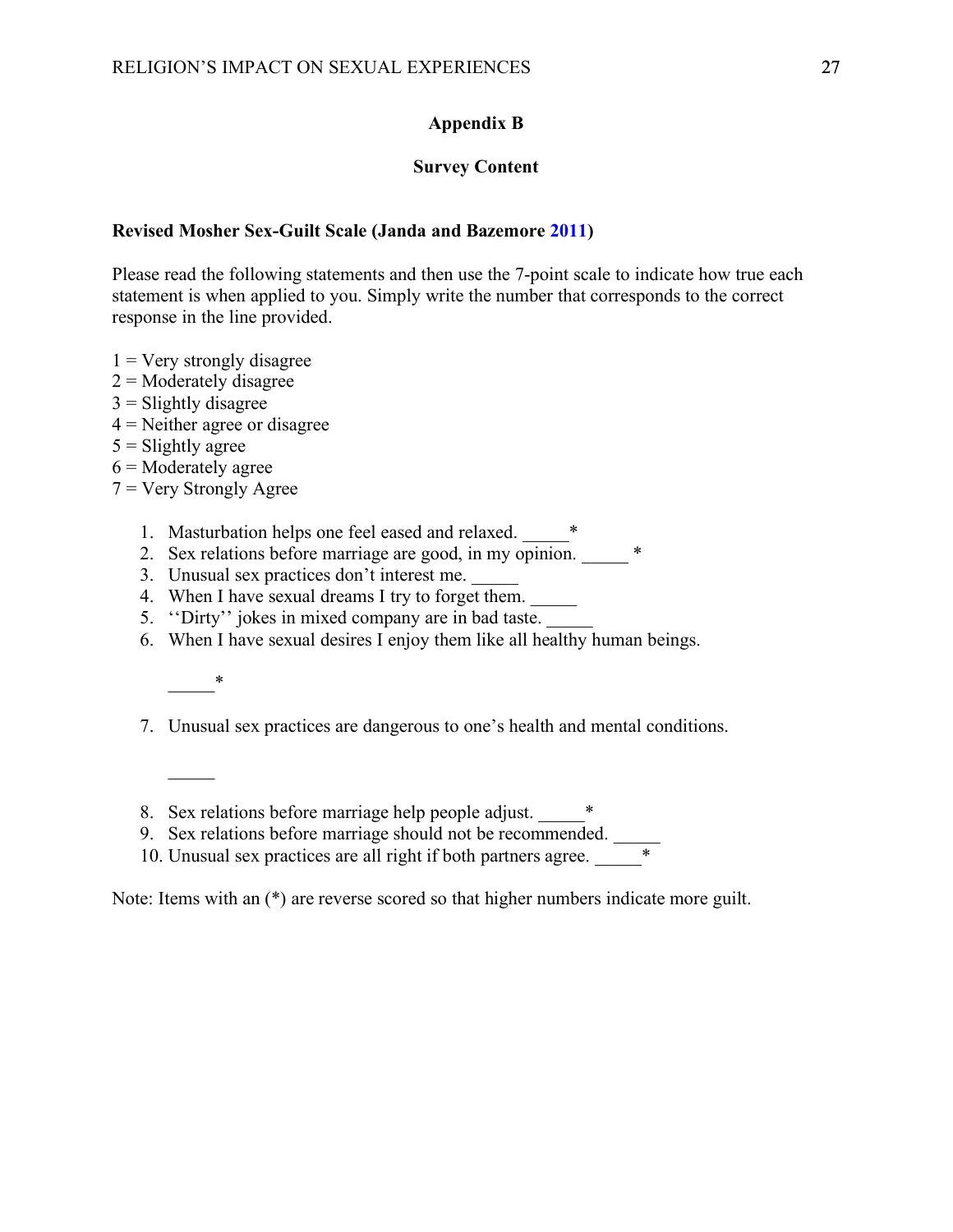# Appendix B

## Survey Content

**Revised Mosher Sex-Guilt Scale (Janda and Bazemore 2011)**

Please read the following statements and then use the 7-point scale to indicate how true each statement is when applied to you. Simply write the number that corresponds to the correct response in the line provided.

1 = Very strongly disagree
2 = Moderately disagree
3 = Slightly disagree
4 = Neither agree or disagree
5 = Slightly agree
6 = Moderately agree
7 = Very Strongly Agree

1. Masturbation helps one feel eased and relaxed. _____*
2. Sex relations before marriage are good, in my opinion. _____ *
3. Unusual sex practices don't interest me. _____
4. When I have sexual dreams I try to forget them. _____
5. ''Dirty'' jokes in mixed company are in bad taste. _____
6. When I have sexual desires I enjoy them like all healthy human beings.

   _____*

7. Unusual sex practices are dangerous to one's health and mental conditions.

   _____

8. Sex relations before marriage help people adjust. _____*
9. Sex relations before marriage should not be recommended. _____
10. Unusual sex practices are all right if both partners agree. _____*

Note: Items with an (*) are reverse scored so that higher numbers indicate more guilt.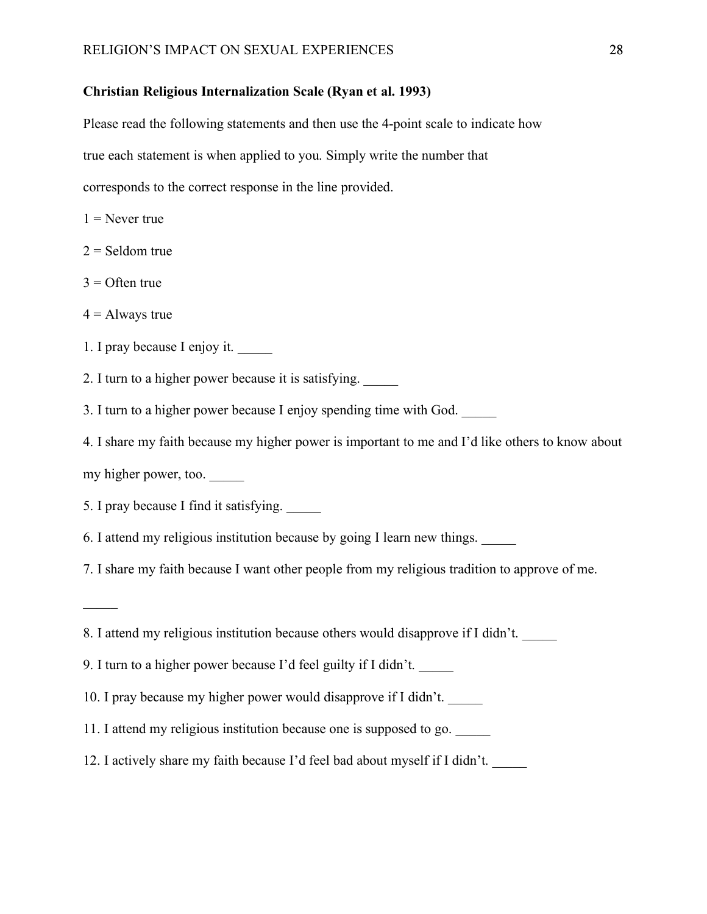**Christian Religious Internalization Scale (Ryan et al. 1993)**

Please read the following statements and then use the 4-point scale to indicate how true each statement is when applied to you. Simply write the number that corresponds to the correct response in the line provided.

1 = Never true

2 = Seldom true

3 = Often true

4 = Always true

1. I pray because I enjoy it. _____

2. I turn to a higher power because it is satisfying. _____

3. I turn to a higher power because I enjoy spending time with God. _____

4. I share my faith because my higher power is important to me and I'd like others to know about my higher power, too. _____

5. I pray because I find it satisfying. _____

6. I attend my religious institution because by going I learn new things. _____

7. I share my faith because I want other people from my religious tradition to approve of me. _____

8. I attend my religious institution because others would disapprove if I didn't. _____

9. I turn to a higher power because I'd feel guilty if I didn't. _____

10. I pray because my higher power would disapprove if I didn't. _____

11. I attend my religious institution because one is supposed to go. _____

12. I actively share my faith because I'd feel bad about myself if I didn't. _____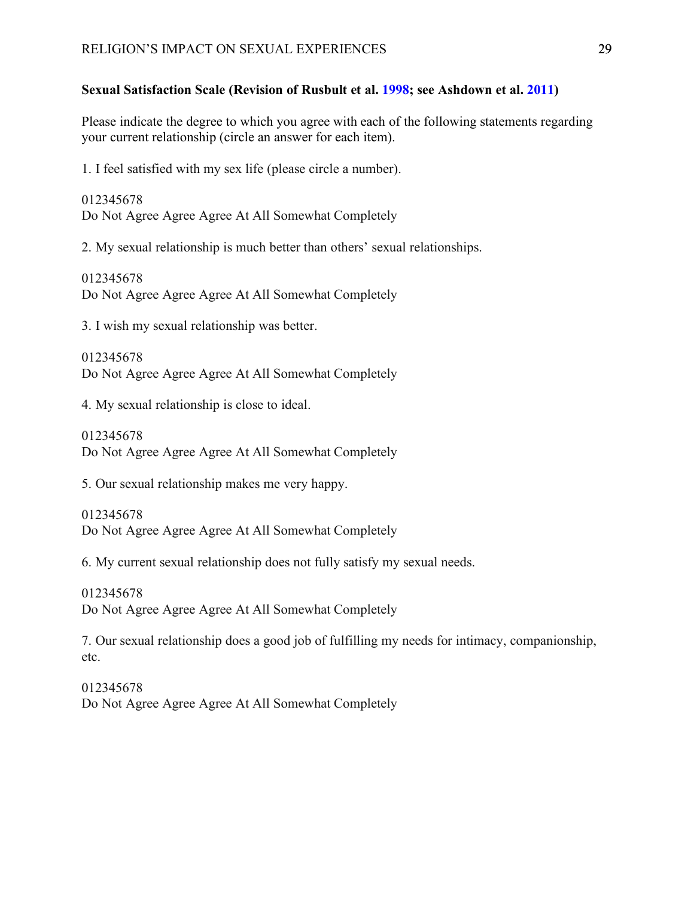**Sexual Satisfaction Scale (Revision of Rusbult et al. 1998; see Ashdown et al. 2011)**

Please indicate the degree to which you agree with each of the following statements regarding your current relationship (circle an answer for each item).

1. I feel satisfied with my sex life (please circle a number).

012345678
Do Not Agree Agree Agree At All Somewhat Completely

2. My sexual relationship is much better than others' sexual relationships.

012345678
Do Not Agree Agree Agree At All Somewhat Completely

3. I wish my sexual relationship was better.

012345678
Do Not Agree Agree Agree At All Somewhat Completely

4. My sexual relationship is close to ideal.

012345678
Do Not Agree Agree Agree At All Somewhat Completely

5. Our sexual relationship makes me very happy.

012345678
Do Not Agree Agree Agree At All Somewhat Completely

6. My current sexual relationship does not fully satisfy my sexual needs.

012345678
Do Not Agree Agree Agree At All Somewhat Completely

7. Our sexual relationship does a good job of fulfilling my needs for intimacy, companionship, etc.

012345678
Do Not Agree Agree Agree At All Somewhat Completely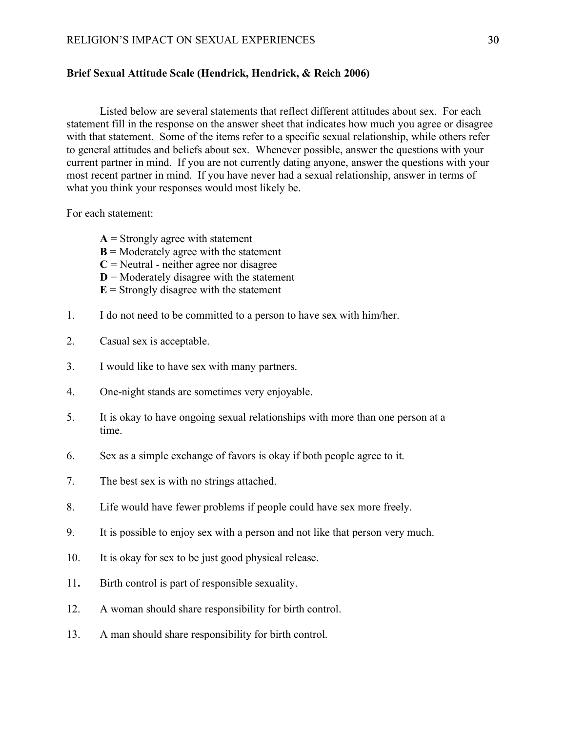**Brief Sexual Attitude Scale (Hendrick, Hendrick, & Reich 2006)**

Listed below are several statements that reflect different attitudes about sex. For each statement fill in the response on the answer sheet that indicates how much you agree or disagree with that statement. Some of the items refer to a specific sexual relationship, while others refer to general attitudes and beliefs about sex. Whenever possible, answer the questions with your current partner in mind. If you are not currently dating anyone, answer the questions with your most recent partner in mind. If you have never had a sexual relationship, answer in terms of what you think your responses would most likely be.

For each statement:

- **A** = Strongly agree with statement
- **B** = Moderately agree with the statement
- **C** = Neutral - neither agree nor disagree
- **D** = Moderately disagree with the statement
- **E** = Strongly disagree with the statement

1. I do not need to be committed to a person to have sex with him/her.
2. Casual sex is acceptable.
3. I would like to have sex with many partners.
4. One-night stands are sometimes very enjoyable.
5. It is okay to have ongoing sexual relationships with more than one person at a time.
6. Sex as a simple exchange of favors is okay if both people agree to it.
7. The best sex is with no strings attached.
8. Life would have fewer problems if people could have sex more freely.
9. It is possible to enjoy sex with a person and not like that person very much.
10. It is okay for sex to be just good physical release.
11. Birth control is part of responsible sexuality.
12. A woman should share responsibility for birth control.
13. A man should share responsibility for birth control.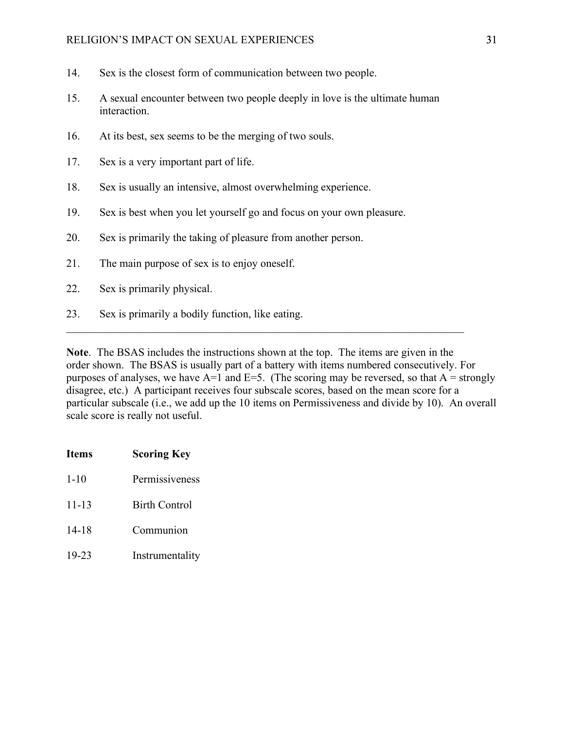14. Sex is the closest form of communication between two people.
15. A sexual encounter between two people deeply in love is the ultimate human interaction.
16. At its best, sex seems to be the merging of two souls.
17. Sex is a very important part of life.
18. Sex is usually an intensive, almost overwhelming experience.
19. Sex is best when you let yourself go and focus on your own pleasure.
20. Sex is primarily the taking of pleasure from another person.
21. The main purpose of sex is to enjoy oneself.
22. Sex is primarily physical.
23. Sex is primarily a bodily function, like eating.

---

**Note**. The BSAS includes the instructions shown at the top. The items are given in the order shown. The BSAS is usually part of a battery with items numbered consecutively. For purposes of analyses, we have A=1 and E=5. (The scoring may be reversed, so that A = strongly disagree, etc.) A participant receives four subscale scores, based on the mean score for a particular subscale (i.e., we add up the 10 items on Permissiveness and divide by 10). An overall scale score is really not useful.

| **Items** | **Scoring Key** |
| --- | --- |
| 1-10 | Permissiveness |
| 11-13 | Birth Control |
| 14-18 | Communion |
| 19-23 | Instrumentality |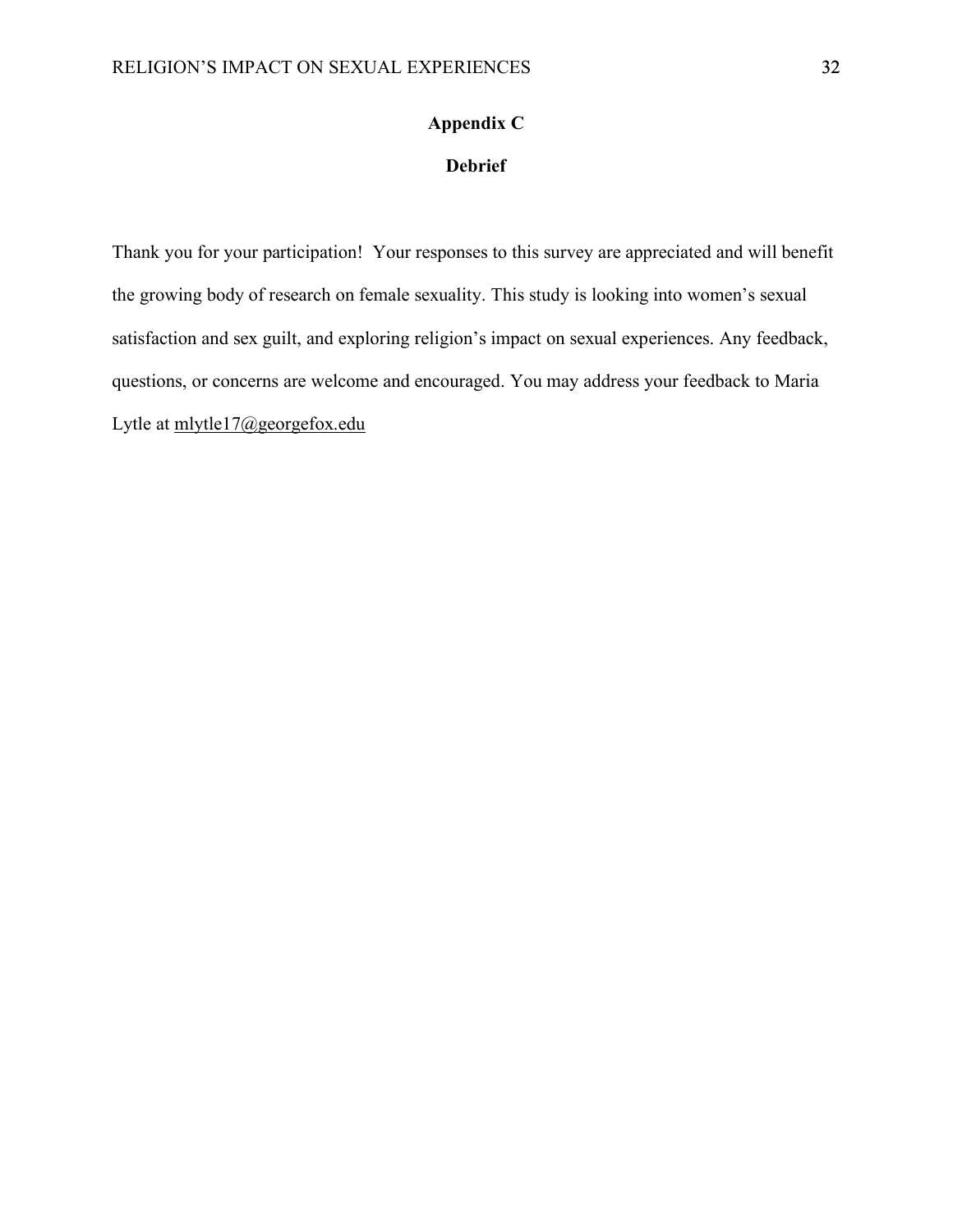## Appendix C

## Debrief

Thank you for your participation! Your responses to this survey are appreciated and will benefit the growing body of research on female sexuality. This study is looking into women's sexual satisfaction and sex guilt, and exploring religion's impact on sexual experiences. Any feedback, questions, or concerns are welcome and encouraged. You may address your feedback to Maria Lytle at mlytle17@georgefox.edu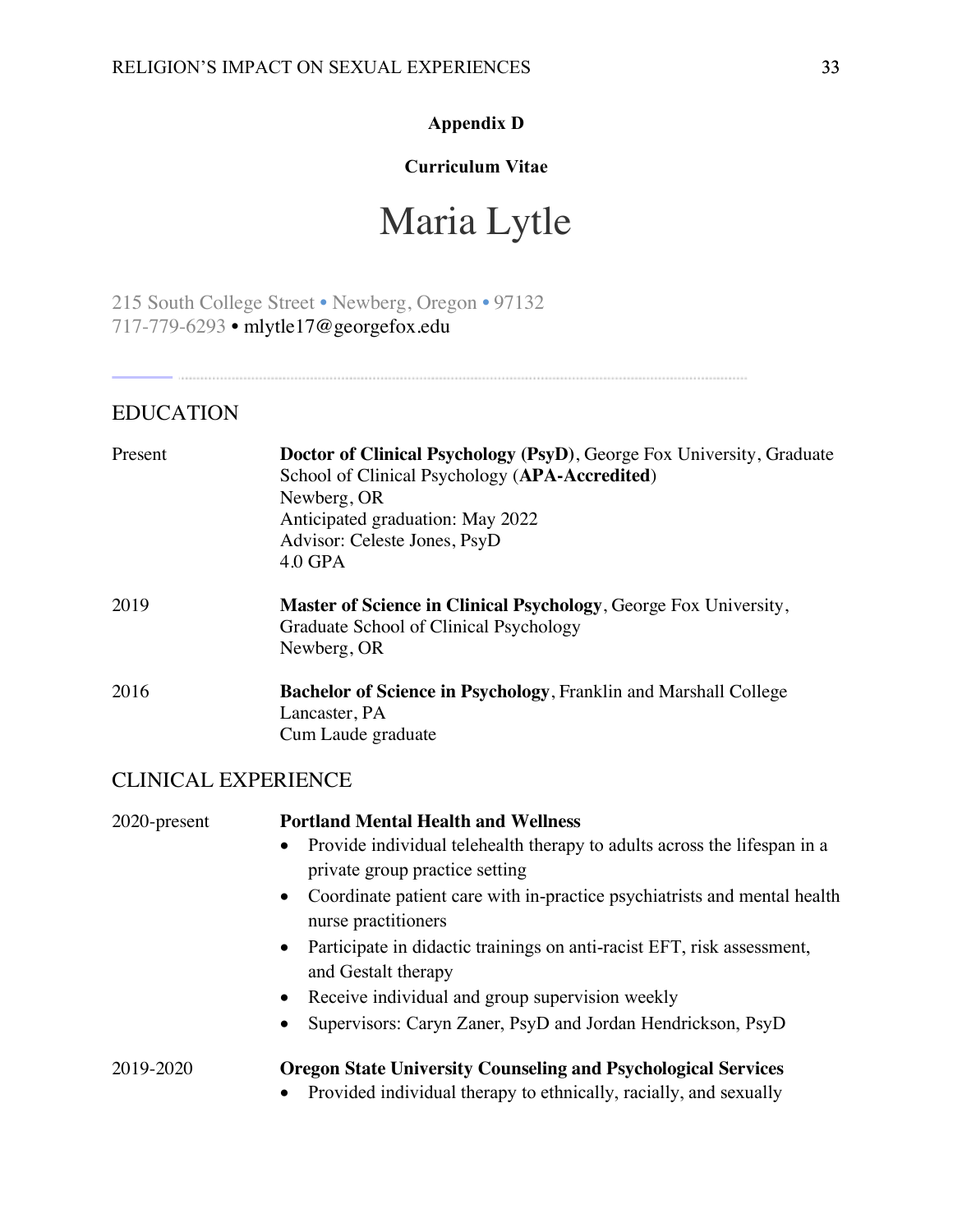**Appendix D**

**Curriculum Vitae**

# Maria Lytle

215 South College Street • Newberg, Oregon • 97132
717-779-6293 • mlytle17@georgefox.edu

## EDUCATION

| | |
|---|---|
| Present | **Doctor of Clinical Psychology (PsyD)**, George Fox University, Graduate School of Clinical Psychology (**APA-Accredited**)<br>Newberg, OR<br>Anticipated graduation: May 2022<br>Advisor: Celeste Jones, PsyD<br>4.0 GPA |
| 2019 | **Master of Science in Clinical Psychology**, George Fox University, Graduate School of Clinical Psychology<br>Newberg, OR |
| 2016 | **Bachelor of Science in Psychology**, Franklin and Marshall College<br>Lancaster, PA<br>Cum Laude graduate |

## CLINICAL EXPERIENCE

2020-present **Portland Mental Health and Wellness**

- Provide individual telehealth therapy to adults across the lifespan in a private group practice setting
- Coordinate patient care with in-practice psychiatrists and mental health nurse practitioners
- Participate in didactic trainings on anti-racist EFT, risk assessment, and Gestalt therapy
- Receive individual and group supervision weekly
- Supervisors: Caryn Zaner, PsyD and Jordan Hendrickson, PsyD

2019-2020 **Oregon State University Counseling and Psychological Services**

- Provided individual therapy to ethnically, racially, and sexually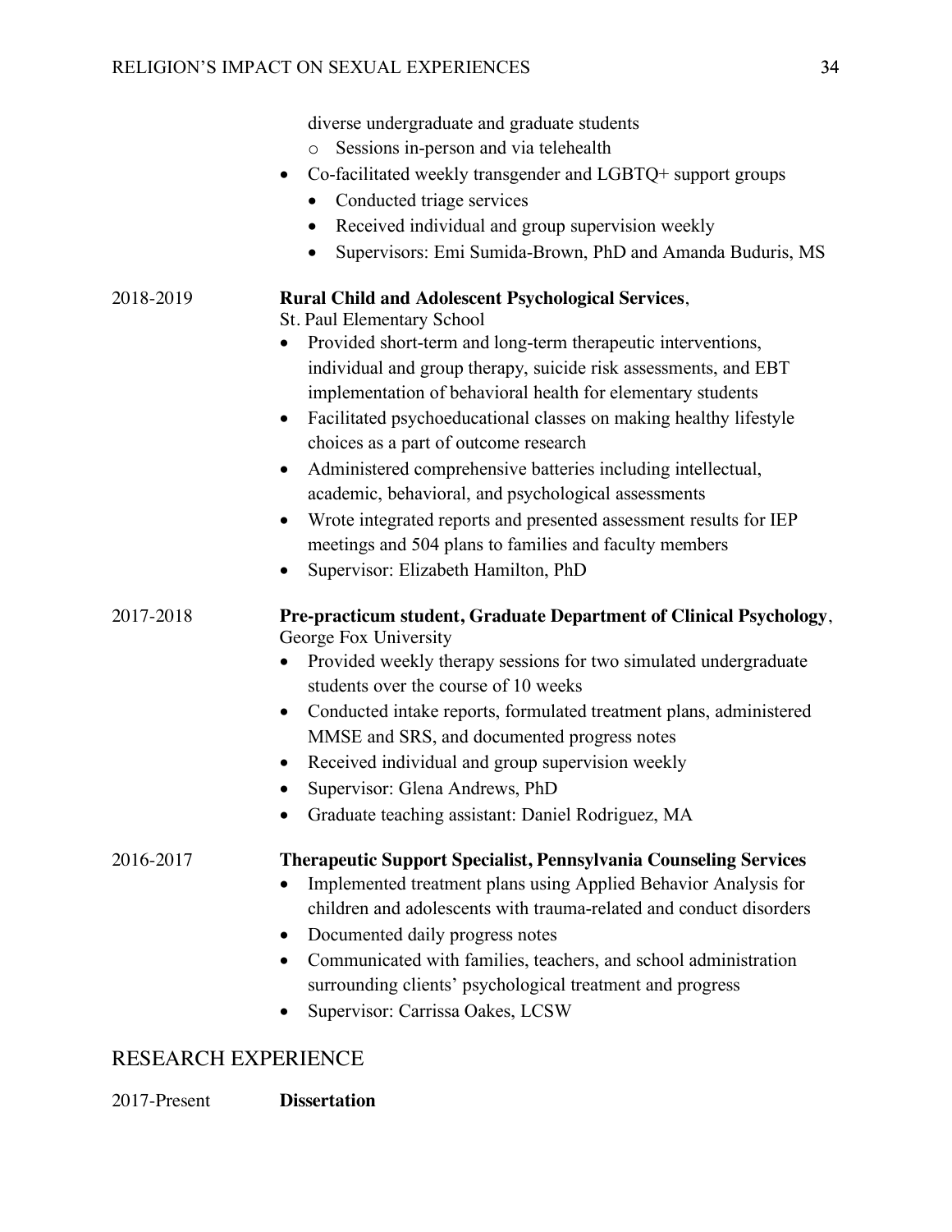diverse undergraduate and graduate students

- Sessions in-person and via telehealth
- Co-facilitated weekly transgender and LGBTQ+ support groups
  - Conducted triage services
  - Received individual and group supervision weekly
  - Supervisors: Emi Sumida-Brown, PhD and Amanda Buduris, MS

2018-2019 **Rural Child and Adolescent Psychological Services**, St. Paul Elementary School

- Provided short-term and long-term therapeutic interventions, individual and group therapy, suicide risk assessments, and EBT implementation of behavioral health for elementary students
- Facilitated psychoeducational classes on making healthy lifestyle choices as a part of outcome research
- Administered comprehensive batteries including intellectual, academic, behavioral, and psychological assessments
- Wrote integrated reports and presented assessment results for IEP meetings and 504 plans to families and faculty members
- Supervisor: Elizabeth Hamilton, PhD

2017-2018 **Pre-practicum student, Graduate Department of Clinical Psychology**, George Fox University

- Provided weekly therapy sessions for two simulated undergraduate students over the course of 10 weeks
- Conducted intake reports, formulated treatment plans, administered MMSE and SRS, and documented progress notes
- Received individual and group supervision weekly
- Supervisor: Glena Andrews, PhD
- Graduate teaching assistant: Daniel Rodriguez, MA

2016-2017 **Therapeutic Support Specialist, Pennsylvania Counseling Services**

- Implemented treatment plans using Applied Behavior Analysis for children and adolescents with trauma-related and conduct disorders
- Documented daily progress notes
- Communicated with families, teachers, and school administration surrounding clients' psychological treatment and progress
- Supervisor: Carrissa Oakes, LCSW

## RESEARCH EXPERIENCE

2017-Present **Dissertation**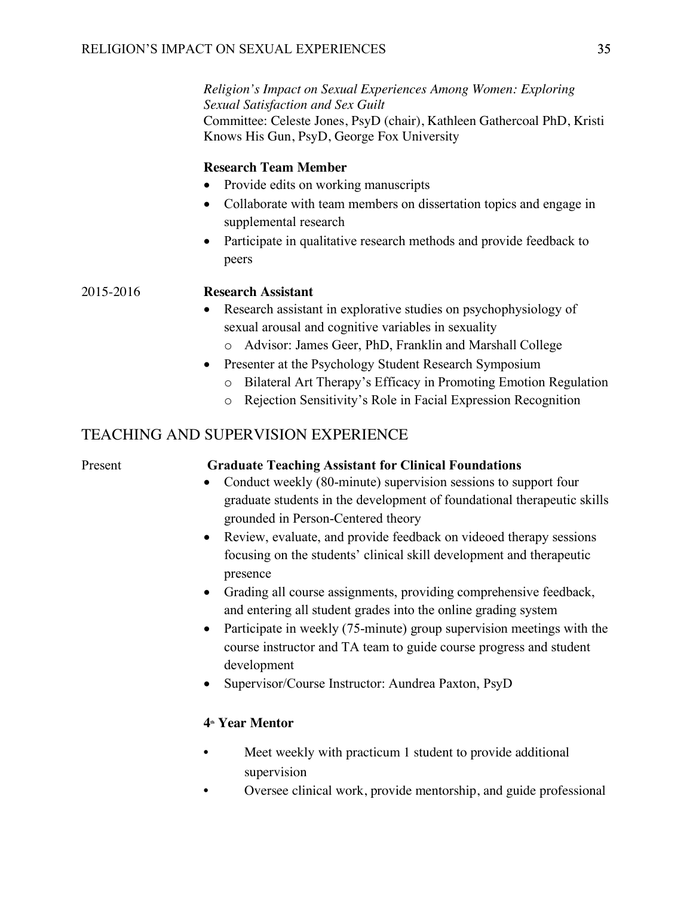*Religion's Impact on Sexual Experiences Among Women: Exploring Sexual Satisfaction and Sex Guilt*
Committee: Celeste Jones, PsyD (chair), Kathleen Gathercoal PhD, Kristi Knows His Gun, PsyD, George Fox University

**Research Team Member**

- Provide edits on working manuscripts
- Collaborate with team members on dissertation topics and engage in supplemental research
- Participate in qualitative research methods and provide feedback to peers

2015-2016 **Research Assistant**

- Research assistant in explorative studies on psychophysiology of sexual arousal and cognitive variables in sexuality
  - Advisor: James Geer, PhD, Franklin and Marshall College
- Presenter at the Psychology Student Research Symposium
  - Bilateral Art Therapy's Efficacy in Promoting Emotion Regulation
  - Rejection Sensitivity's Role in Facial Expression Recognition

## TEACHING AND SUPERVISION EXPERIENCE

Present **Graduate Teaching Assistant for Clinical Foundations**

- Conduct weekly (80-minute) supervision sessions to support four graduate students in the development of foundational therapeutic skills grounded in Person-Centered theory
- Review, evaluate, and provide feedback on videoed therapy sessions focusing on the students' clinical skill development and therapeutic presence
- Grading all course assignments, providing comprehensive feedback, and entering all student grades into the online grading system
- Participate in weekly (75-minute) group supervision meetings with the course instructor and TA team to guide course progress and student development
- Supervisor/Course Instructor: Aundrea Paxton, PsyD

**4th Year Mentor**

- Meet weekly with practicum 1 student to provide additional supervision
- Oversee clinical work, provide mentorship, and guide professional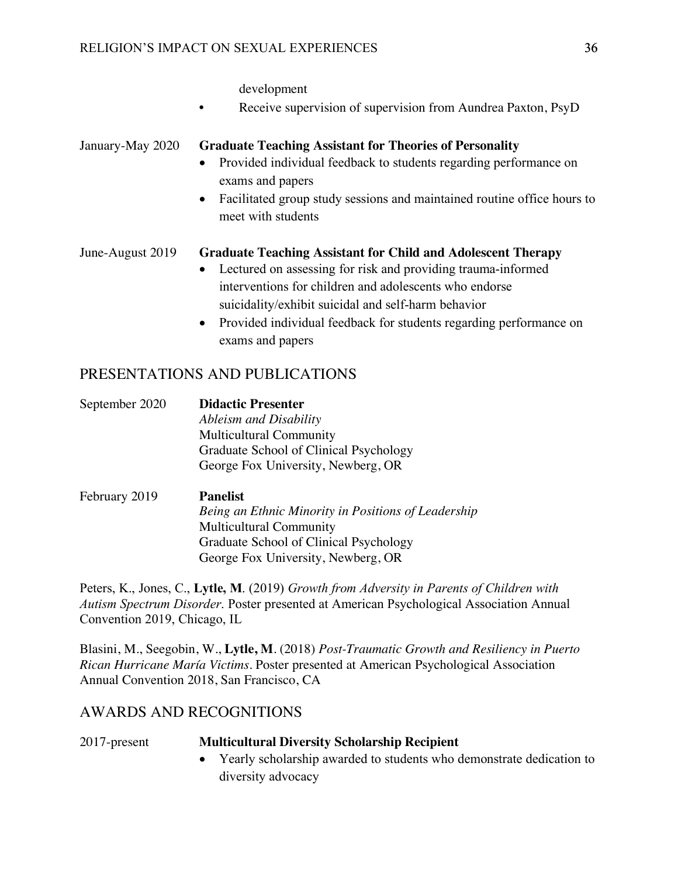development

- Receive supervision of supervision from Aundrea Paxton, PsyD

January-May 2020 **Graduate Teaching Assistant for Theories of Personality**

- Provided individual feedback to students regarding performance on exams and papers
- Facilitated group study sessions and maintained routine office hours to meet with students

June-August 2019 **Graduate Teaching Assistant for Child and Adolescent Therapy**

- Lectured on assessing for risk and providing trauma-informed interventions for children and adolescents who endorse suicidality/exhibit suicidal and self-harm behavior
- Provided individual feedback for students regarding performance on exams and papers

## PRESENTATIONS AND PUBLICATIONS

September 2020 **Didactic Presenter**
*Ableism and Disability*
Multicultural Community
Graduate School of Clinical Psychology
George Fox University, Newberg, OR

February 2019 **Panelist**
*Being an Ethnic Minority in Positions of Leadership*
Multicultural Community
Graduate School of Clinical Psychology
George Fox University, Newberg, OR

Peters, K., Jones, C., **Lytle, M**. (2019) *Growth from Adversity in Parents of Children with Autism Spectrum Disorder.* Poster presented at American Psychological Association Annual Convention 2019, Chicago, IL

Blasini, M., Seegobin, W., **Lytle, M**. (2018) *Post-Traumatic Growth and Resiliency in Puerto Rican Hurricane María Victims*. Poster presented at American Psychological Association Annual Convention 2018, San Francisco, CA

## AWARDS AND RECOGNITIONS

2017-present **Multicultural Diversity Scholarship Recipient**

- Yearly scholarship awarded to students who demonstrate dedication to diversity advocacy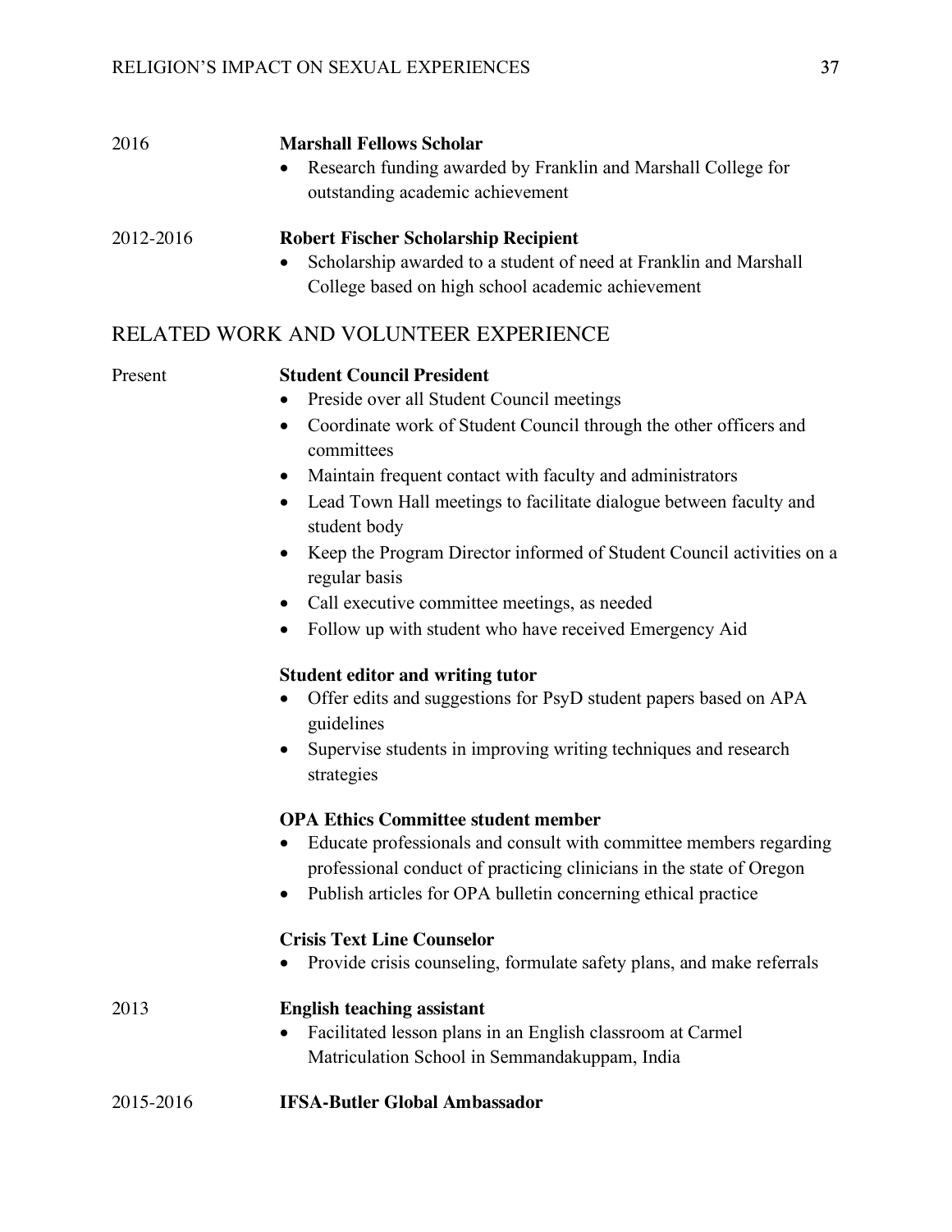2016 **Marshall Fellows Scholar**

- Research funding awarded by Franklin and Marshall College for outstanding academic achievement

2012-2016 **Robert Fischer Scholarship Recipient**

- Scholarship awarded to a student of need at Franklin and Marshall College based on high school academic achievement

## RELATED WORK AND VOLUNTEER EXPERIENCE

Present **Student Council President**

- Preside over all Student Council meetings
- Coordinate work of Student Council through the other officers and committees
- Maintain frequent contact with faculty and administrators
- Lead Town Hall meetings to facilitate dialogue between faculty and student body
- Keep the Program Director informed of Student Council activities on a regular basis
- Call executive committee meetings, as needed
- Follow up with student who have received Emergency Aid

**Student editor and writing tutor**

- Offer edits and suggestions for PsyD student papers based on APA guidelines
- Supervise students in improving writing techniques and research strategies

**OPA Ethics Committee student member**

- Educate professionals and consult with committee members regarding professional conduct of practicing clinicians in the state of Oregon
- Publish articles for OPA bulletin concerning ethical practice

**Crisis Text Line Counselor**

- Provide crisis counseling, formulate safety plans, and make referrals

2013 **English teaching assistant**

- Facilitated lesson plans in an English classroom at Carmel Matriculation School in Semmandakuppam, India

2015-2016 **IFSA-Butler Global Ambassador**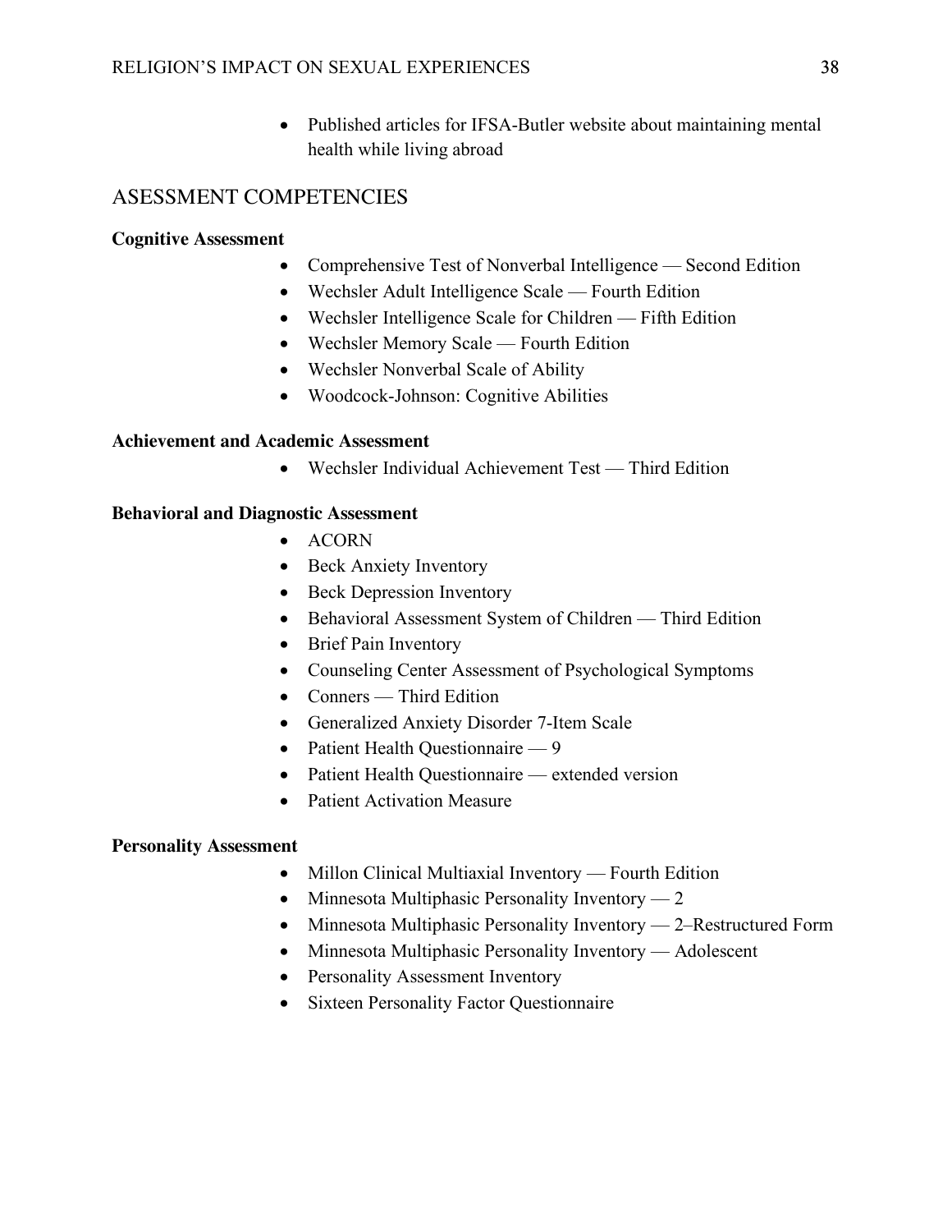- Published articles for IFSA-Butler website about maintaining mental health while living abroad

## ASESSMENT COMPETENCIES

**Cognitive Assessment**

- Comprehensive Test of Nonverbal Intelligence — Second Edition
- Wechsler Adult Intelligence Scale — Fourth Edition
- Wechsler Intelligence Scale for Children — Fifth Edition
- Wechsler Memory Scale — Fourth Edition
- Wechsler Nonverbal Scale of Ability
- Woodcock-Johnson: Cognitive Abilities

**Achievement and Academic Assessment**

- Wechsler Individual Achievement Test — Third Edition

**Behavioral and Diagnostic Assessment**

- ACORN
- Beck Anxiety Inventory
- Beck Depression Inventory
- Behavioral Assessment System of Children — Third Edition
- Brief Pain Inventory
- Counseling Center Assessment of Psychological Symptoms
- Conners — Third Edition
- Generalized Anxiety Disorder 7-Item Scale
- Patient Health Questionnaire — 9
- Patient Health Questionnaire — extended version
- Patient Activation Measure

**Personality Assessment**

- Millon Clinical Multiaxial Inventory — Fourth Edition
- Minnesota Multiphasic Personality Inventory — 2
- Minnesota Multiphasic Personality Inventory — 2–Restructured Form
- Minnesota Multiphasic Personality Inventory — Adolescent
- Personality Assessment Inventory
- Sixteen Personality Factor Questionnaire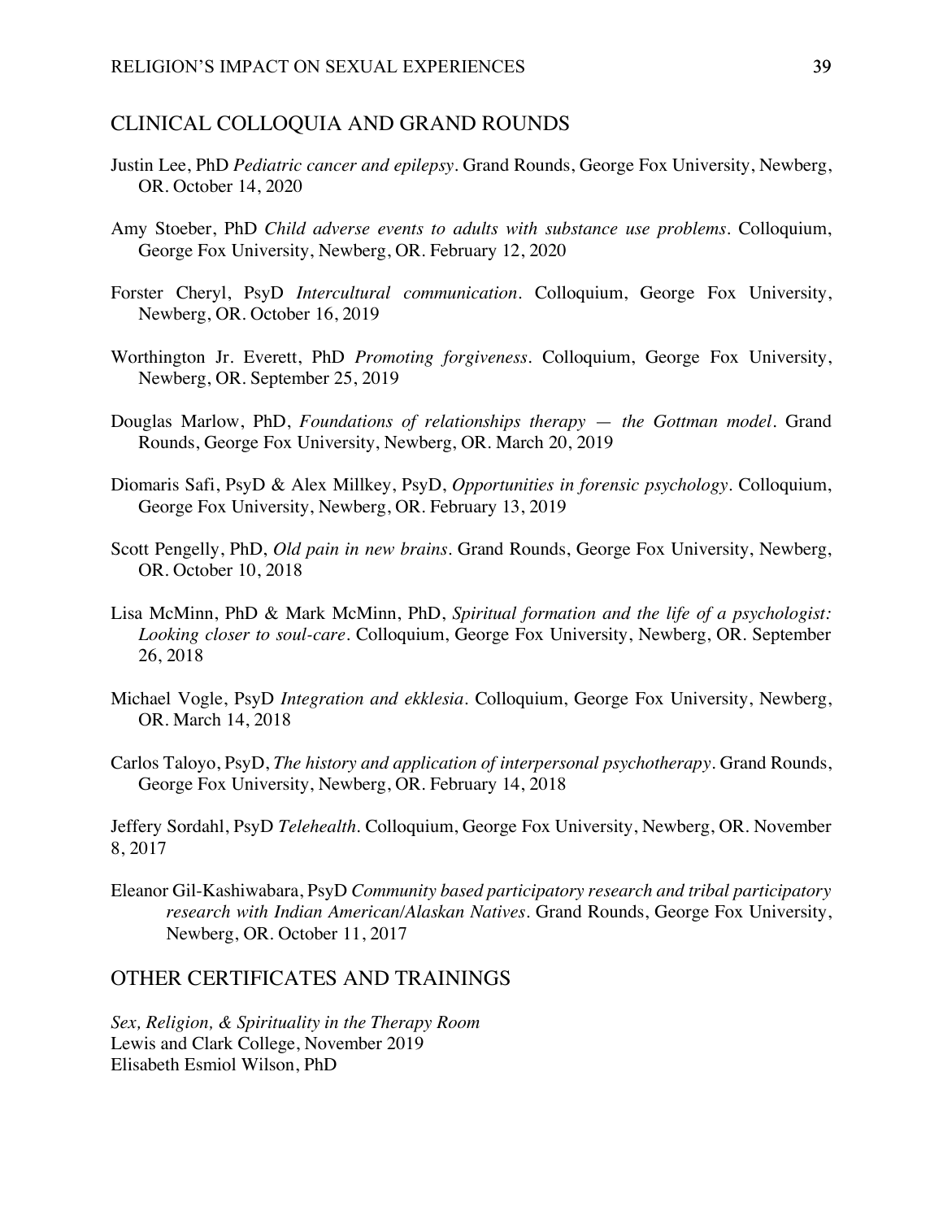## CLINICAL COLLOQUIA AND GRAND ROUNDS

Justin Lee, PhD *Pediatric cancer and epilepsy*. Grand Rounds, George Fox University, Newberg, OR. October 14, 2020

Amy Stoeber, PhD *Child adverse events to adults with substance use problems*. Colloquium, George Fox University, Newberg, OR. February 12, 2020

Forster Cheryl, PsyD *Intercultural communication*. Colloquium, George Fox University, Newberg, OR. October 16, 2019

Worthington Jr. Everett, PhD *Promoting forgiveness*. Colloquium, George Fox University, Newberg, OR. September 25, 2019

Douglas Marlow, PhD, *Foundations of relationships therapy — the Gottman model*. Grand Rounds, George Fox University, Newberg, OR. March 20, 2019

Diomaris Safi, PsyD & Alex Millkey, PsyD, *Opportunities in forensic psychology*. Colloquium, George Fox University, Newberg, OR. February 13, 2019

Scott Pengelly, PhD, *Old pain in new brains*. Grand Rounds, George Fox University, Newberg, OR. October 10, 2018

Lisa McMinn, PhD & Mark McMinn, PhD, *Spiritual formation and the life of a psychologist: Looking closer to soul-care*. Colloquium, George Fox University, Newberg, OR. September 26, 2018

Michael Vogle, PsyD *Integration and ekklesia*. Colloquium, George Fox University, Newberg, OR. March 14, 2018

Carlos Taloyo, PsyD, *The history and application of interpersonal psychotherapy*. Grand Rounds, George Fox University, Newberg, OR. February 14, 2018

Jeffery Sordahl, PsyD *Telehealth*. Colloquium, George Fox University, Newberg, OR. November 8, 2017

Eleanor Gil-Kashiwabara, PsyD *Community based participatory research and tribal participatory research with Indian American/Alaskan Natives*. Grand Rounds, George Fox University, Newberg, OR. October 11, 2017

## OTHER CERTIFICATES AND TRAININGS

*Sex, Religion, & Spirituality in the Therapy Room*  
Lewis and Clark College, November 2019  
Elisabeth Esmiol Wilson, PhD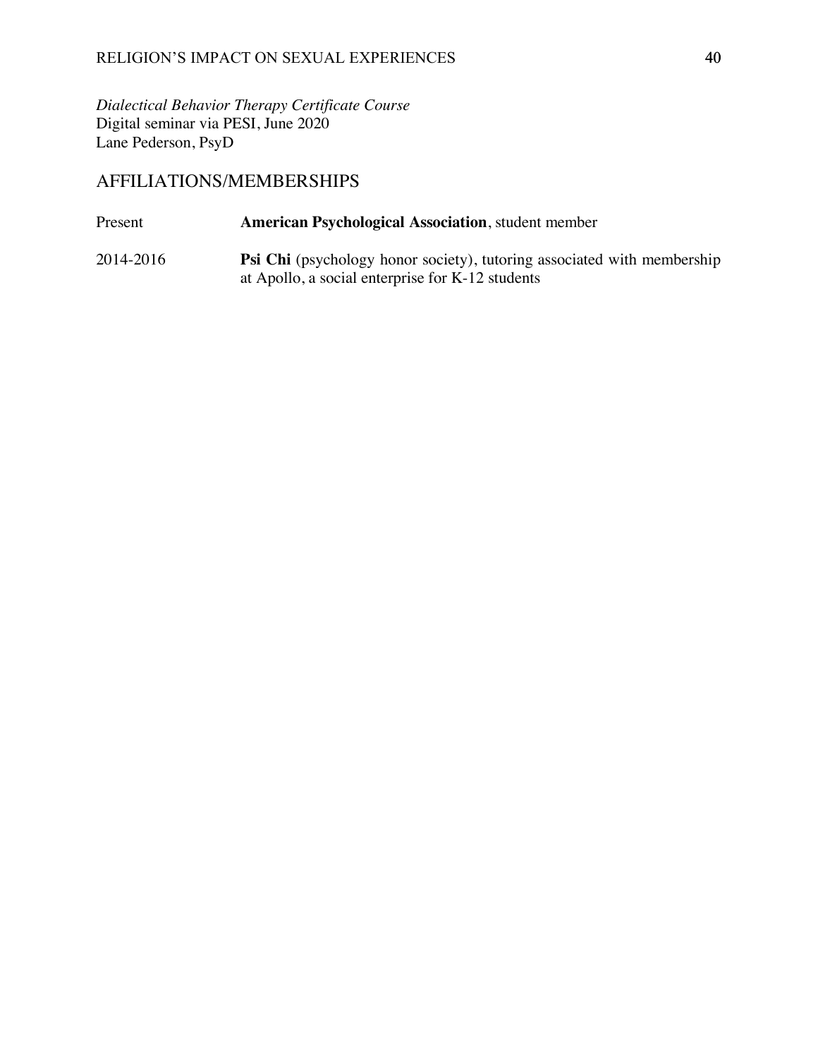*Dialectical Behavior Therapy Certificate Course*
Digital seminar via PESI, June 2020
Lane Pederson, PsyD

## AFFILIATIONS/MEMBERSHIPS

| | |
|---|---|
| Present | **American Psychological Association**, student member |
| 2014-2016 | **Psi Chi** (psychology honor society), tutoring associated with membership at Apollo, a social enterprise for K-12 students |